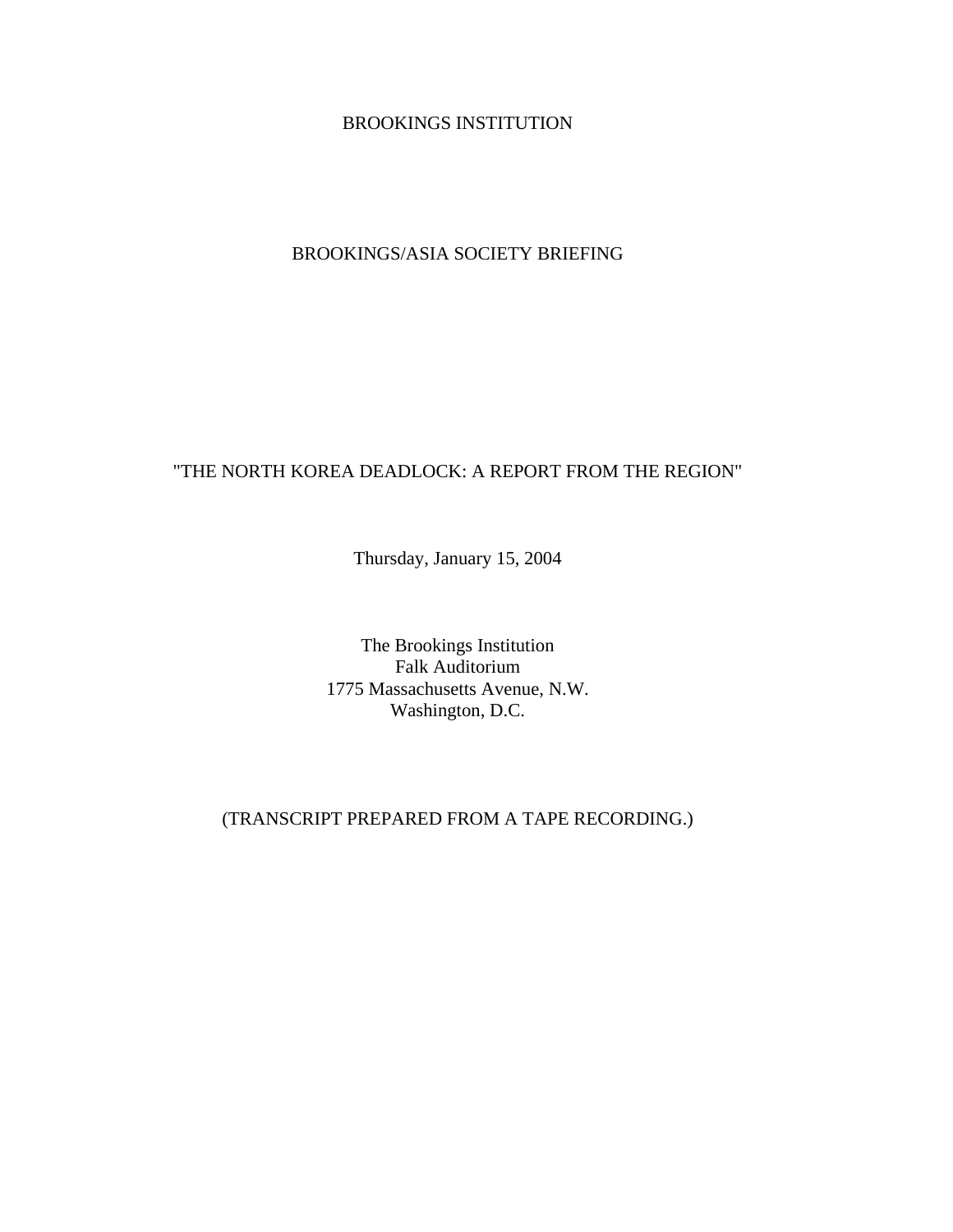BROOKINGS INSTITUTION

BROOKINGS/ASIA SOCIETY BRIEFING

"THE NORTH KOREA DEADLOCK: A REPORT FROM THE REGION"

Thursday, January 15, 2004

The Brookings Institution
Falk Auditorium
1775 Massachusetts Avenue, N.W.
Washington, D.C.

(TRANSCRIPT PREPARED FROM A TAPE RECORDING.)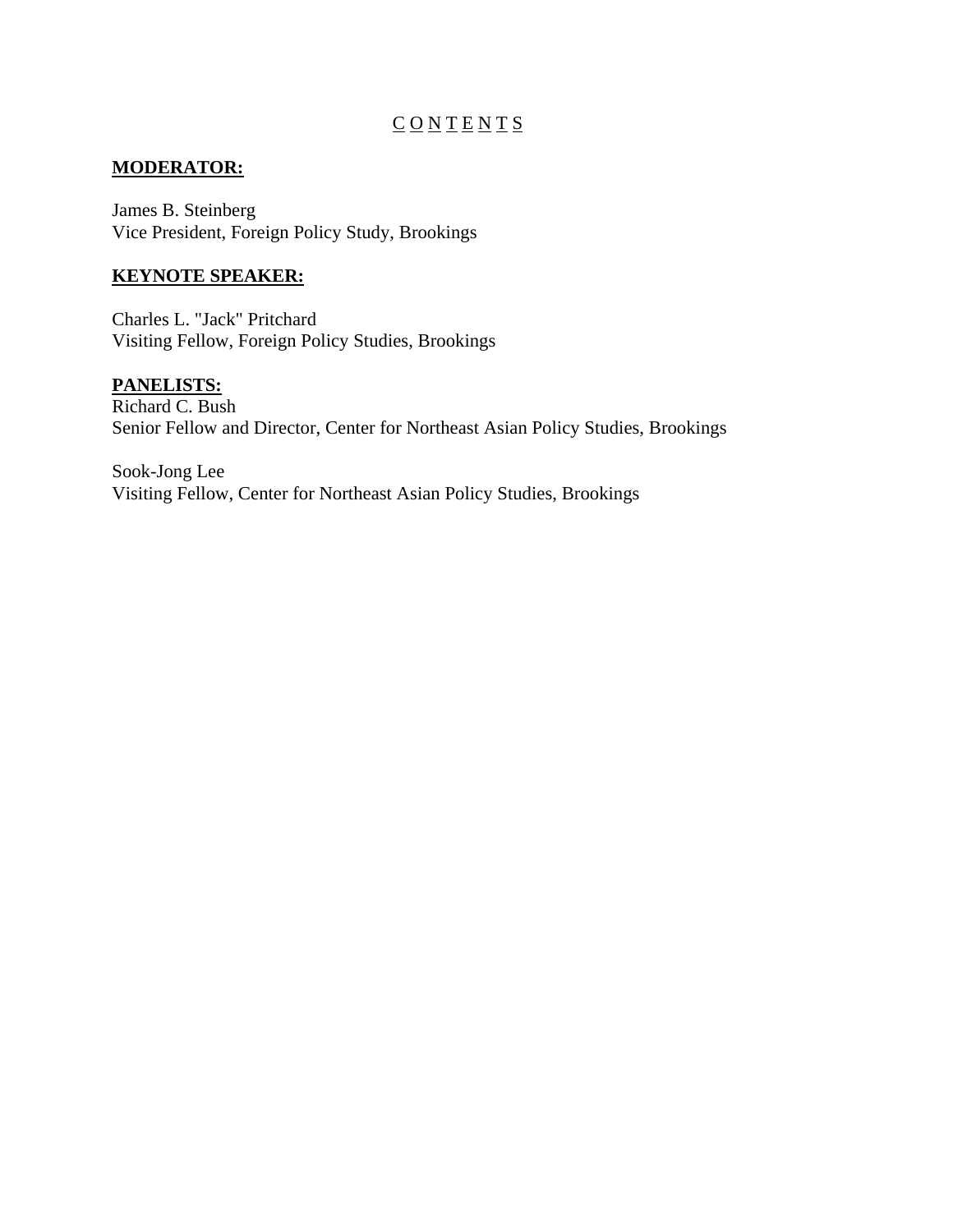# C O N T E N T S

**MODERATOR:**

James B. Steinberg
Vice President, Foreign Policy Study, Brookings

**KEYNOTE SPEAKER:**

Charles L. "Jack" Pritchard
Visiting Fellow, Foreign Policy Studies, Brookings

**PANELISTS:**

Richard C. Bush
Senior Fellow and Director, Center for Northeast Asian Policy Studies, Brookings

Sook-Jong Lee
Visiting Fellow, Center for Northeast Asian Policy Studies, Brookings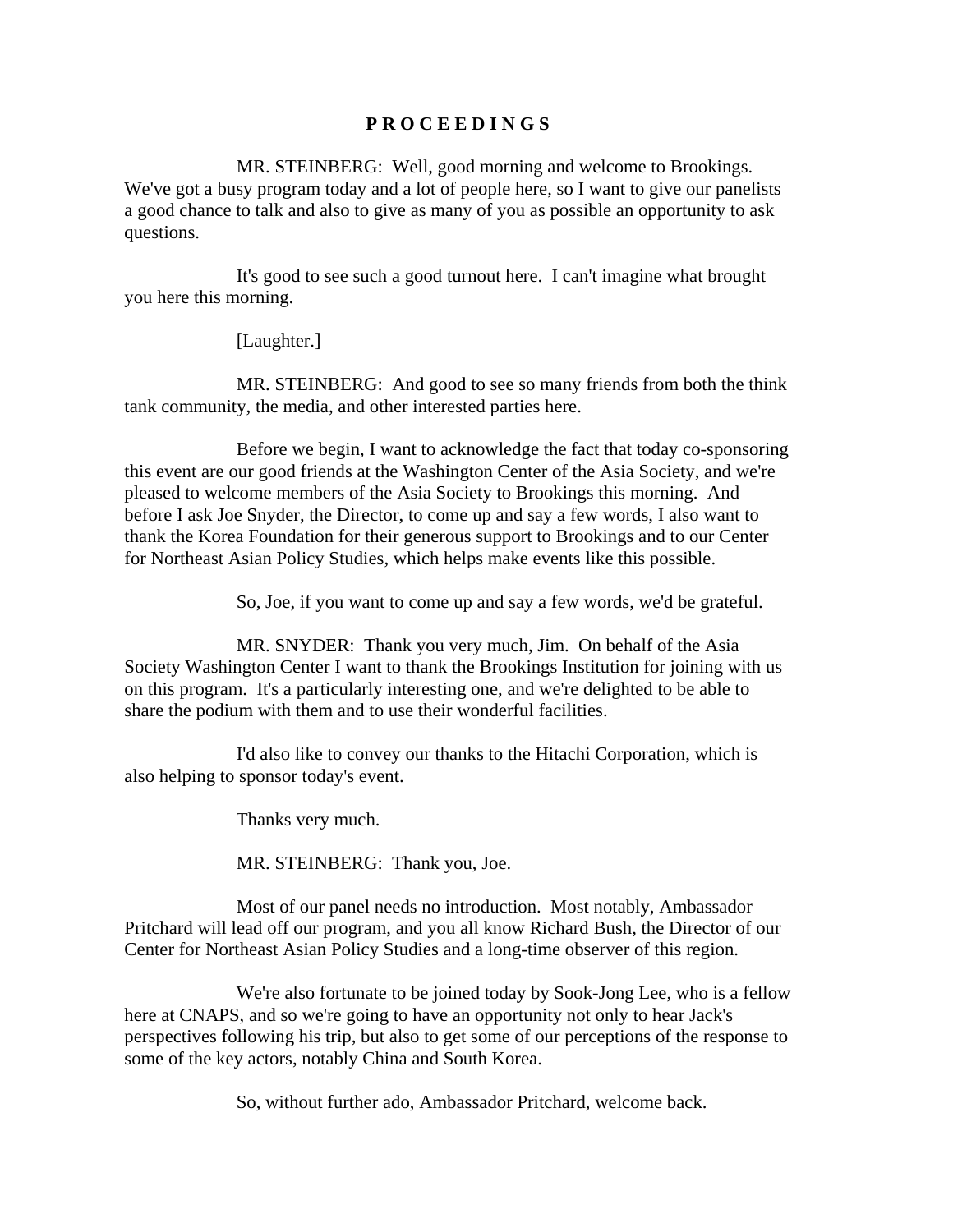**P R O C E E D I N G S**

MR. STEINBERG: Well, good morning and welcome to Brookings. We've got a busy program today and a lot of people here, so I want to give our panelists a good chance to talk and also to give as many of you as possible an opportunity to ask questions.

It's good to see such a good turnout here. I can't imagine what brought you here this morning.

[Laughter.]

MR. STEINBERG: And good to see so many friends from both the think tank community, the media, and other interested parties here.

Before we begin, I want to acknowledge the fact that today co-sponsoring this event are our good friends at the Washington Center of the Asia Society, and we're pleased to welcome members of the Asia Society to Brookings this morning. And before I ask Joe Snyder, the Director, to come up and say a few words, I also want to thank the Korea Foundation for their generous support to Brookings and to our Center for Northeast Asian Policy Studies, which helps make events like this possible.

So, Joe, if you want to come up and say a few words, we'd be grateful.

MR. SNYDER: Thank you very much, Jim. On behalf of the Asia Society Washington Center I want to thank the Brookings Institution for joining with us on this program. It's a particularly interesting one, and we're delighted to be able to share the podium with them and to use their wonderful facilities.

I'd also like to convey our thanks to the Hitachi Corporation, which is also helping to sponsor today's event.

Thanks very much.

MR. STEINBERG: Thank you, Joe.

Most of our panel needs no introduction. Most notably, Ambassador Pritchard will lead off our program, and you all know Richard Bush, the Director of our Center for Northeast Asian Policy Studies and a long-time observer of this region.

We're also fortunate to be joined today by Sook-Jong Lee, who is a fellow here at CNAPS, and so we're going to have an opportunity not only to hear Jack's perspectives following his trip, but also to get some of our perceptions of the response to some of the key actors, notably China and South Korea.

So, without further ado, Ambassador Pritchard, welcome back.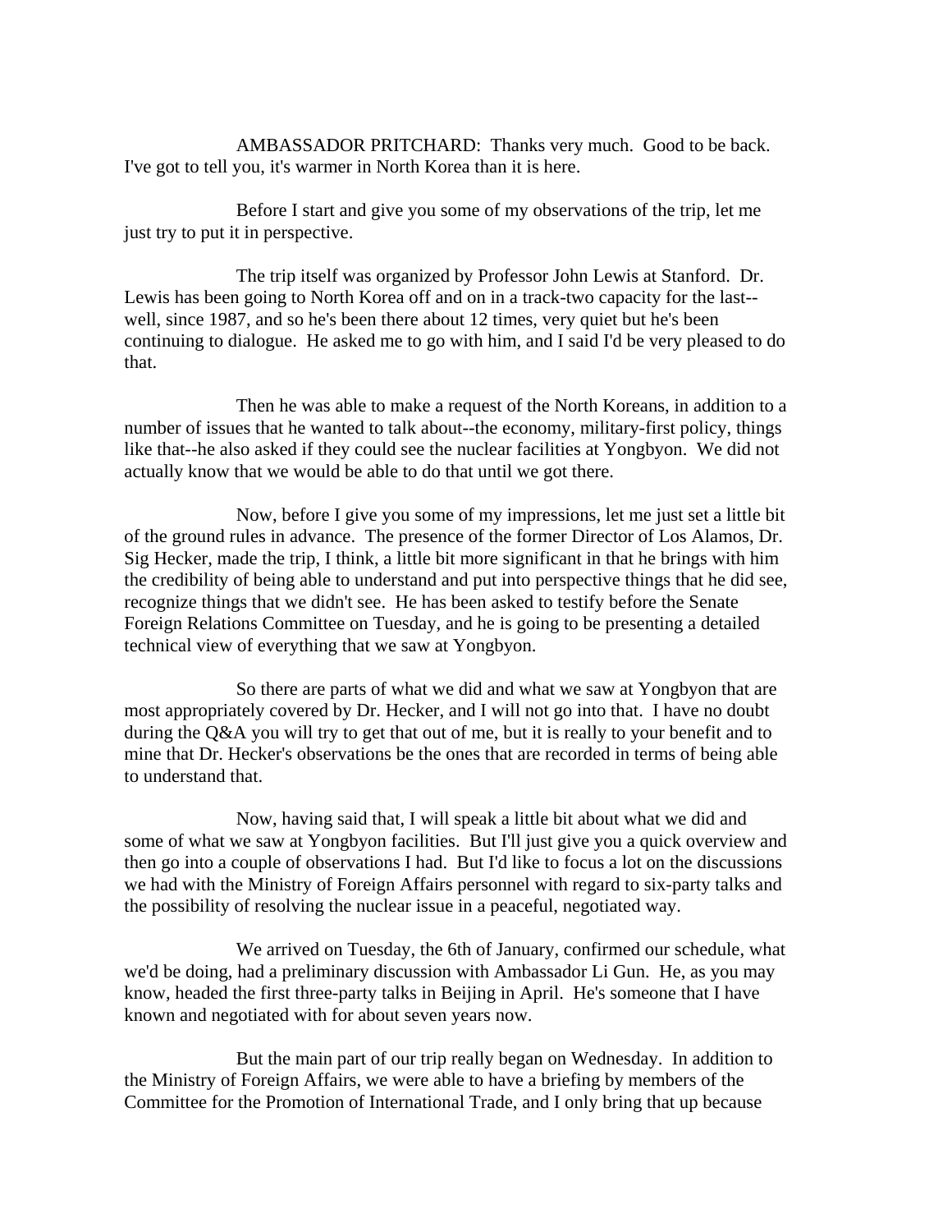AMBASSADOR PRITCHARD: Thanks very much. Good to be back. I've got to tell you, it's warmer in North Korea than it is here.

Before I start and give you some of my observations of the trip, let me just try to put it in perspective.

The trip itself was organized by Professor John Lewis at Stanford. Dr. Lewis has been going to North Korea off and on in a track-two capacity for the last--well, since 1987, and so he's been there about 12 times, very quiet but he's been continuing to dialogue. He asked me to go with him, and I said I'd be very pleased to do that.

Then he was able to make a request of the North Koreans, in addition to a number of issues that he wanted to talk about--the economy, military-first policy, things like that--he also asked if they could see the nuclear facilities at Yongbyon. We did not actually know that we would be able to do that until we got there.

Now, before I give you some of my impressions, let me just set a little bit of the ground rules in advance. The presence of the former Director of Los Alamos, Dr. Sig Hecker, made the trip, I think, a little bit more significant in that he brings with him the credibility of being able to understand and put into perspective things that he did see, recognize things that we didn't see. He has been asked to testify before the Senate Foreign Relations Committee on Tuesday, and he is going to be presenting a detailed technical view of everything that we saw at Yongbyon.

So there are parts of what we did and what we saw at Yongbyon that are most appropriately covered by Dr. Hecker, and I will not go into that. I have no doubt during the Q&A you will try to get that out of me, but it is really to your benefit and to mine that Dr. Hecker's observations be the ones that are recorded in terms of being able to understand that.

Now, having said that, I will speak a little bit about what we did and some of what we saw at Yongbyon facilities. But I'll just give you a quick overview and then go into a couple of observations I had. But I'd like to focus a lot on the discussions we had with the Ministry of Foreign Affairs personnel with regard to six-party talks and the possibility of resolving the nuclear issue in a peaceful, negotiated way.

We arrived on Tuesday, the 6th of January, confirmed our schedule, what we'd be doing, had a preliminary discussion with Ambassador Li Gun. He, as you may know, headed the first three-party talks in Beijing in April. He's someone that I have known and negotiated with for about seven years now.

But the main part of our trip really began on Wednesday. In addition to the Ministry of Foreign Affairs, we were able to have a briefing by members of the Committee for the Promotion of International Trade, and I only bring that up because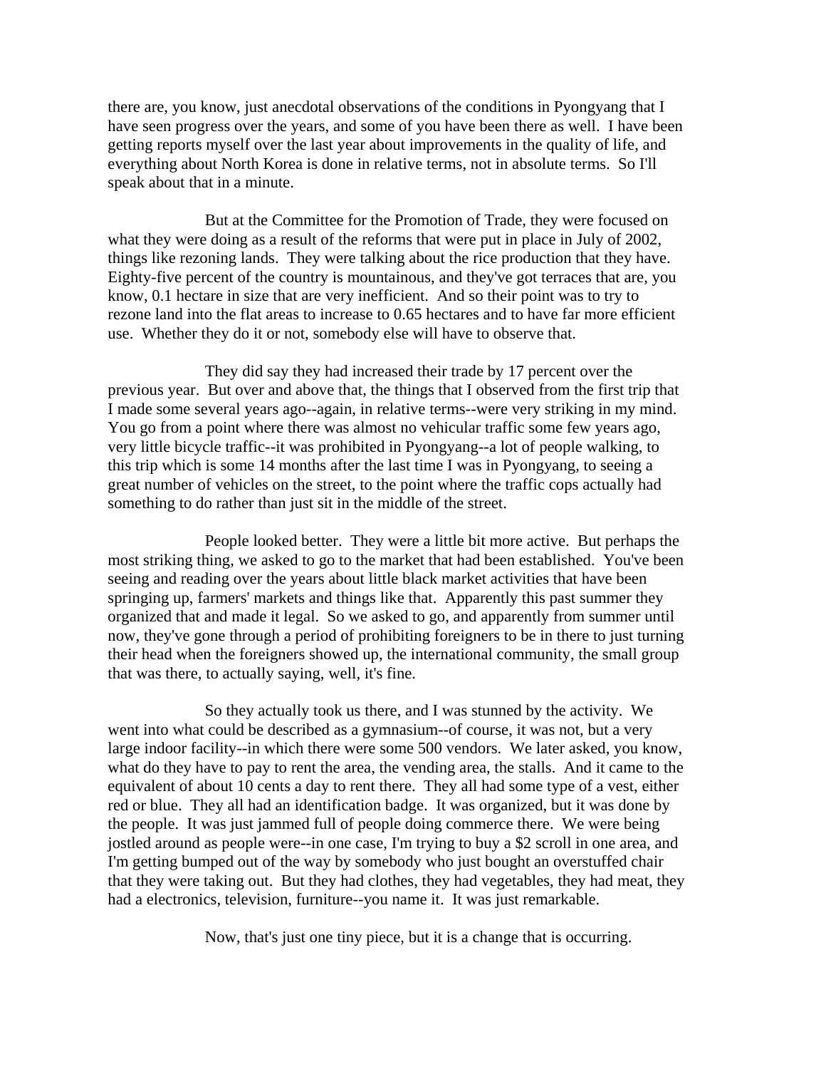there are, you know, just anecdotal observations of the conditions in Pyongyang that I have seen progress over the years, and some of you have been there as well. I have been getting reports myself over the last year about improvements in the quality of life, and everything about North Korea is done in relative terms, not in absolute terms. So I'll speak about that in a minute.

But at the Committee for the Promotion of Trade, they were focused on what they were doing as a result of the reforms that were put in place in July of 2002, things like rezoning lands. They were talking about the rice production that they have. Eighty-five percent of the country is mountainous, and they've got terraces that are, you know, 0.1 hectare in size that are very inefficient. And so their point was to try to rezone land into the flat areas to increase to 0.65 hectares and to have far more efficient use. Whether they do it or not, somebody else will have to observe that.

They did say they had increased their trade by 17 percent over the previous year. But over and above that, the things that I observed from the first trip that I made some several years ago--again, in relative terms--were very striking in my mind. You go from a point where there was almost no vehicular traffic some few years ago, very little bicycle traffic--it was prohibited in Pyongyang--a lot of people walking, to this trip which is some 14 months after the last time I was in Pyongyang, to seeing a great number of vehicles on the street, to the point where the traffic cops actually had something to do rather than just sit in the middle of the street.

People looked better. They were a little bit more active. But perhaps the most striking thing, we asked to go to the market that had been established. You've been seeing and reading over the years about little black market activities that have been springing up, farmers' markets and things like that. Apparently this past summer they organized that and made it legal. So we asked to go, and apparently from summer until now, they've gone through a period of prohibiting foreigners to be in there to just turning their head when the foreigners showed up, the international community, the small group that was there, to actually saying, well, it's fine.

So they actually took us there, and I was stunned by the activity. We went into what could be described as a gymnasium--of course, it was not, but a very large indoor facility--in which there were some 500 vendors. We later asked, you know, what do they have to pay to rent the area, the vending area, the stalls. And it came to the equivalent of about 10 cents a day to rent there. They all had some type of a vest, either red or blue. They all had an identification badge. It was organized, but it was done by the people. It was just jammed full of people doing commerce there. We were being jostled around as people were--in one case, I'm trying to buy a $2 scroll in one area, and I'm getting bumped out of the way by somebody who just bought an overstuffed chair that they were taking out. But they had clothes, they had vegetables, they had meat, they had a electronics, television, furniture--you name it. It was just remarkable.

Now, that's just one tiny piece, but it is a change that is occurring.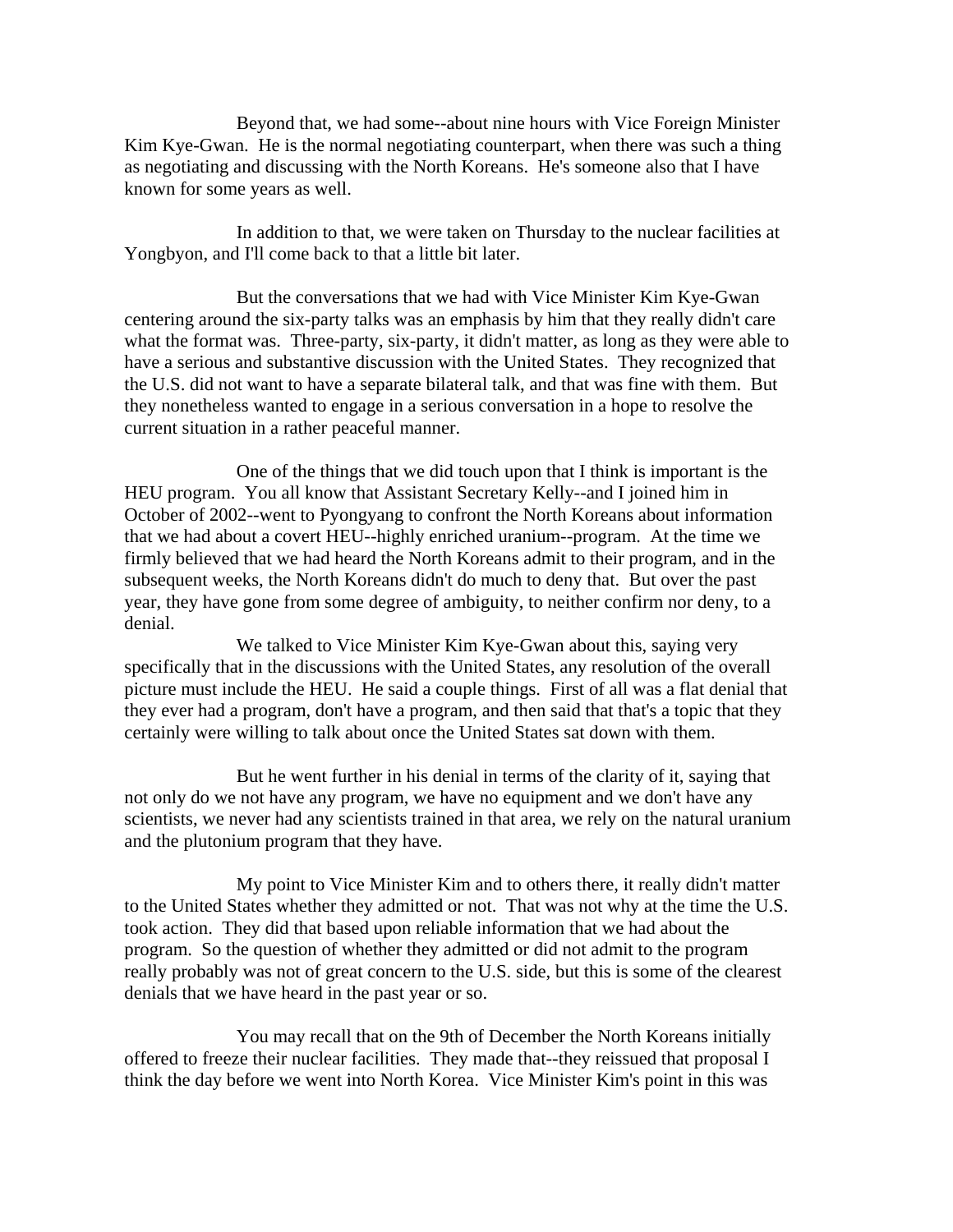Beyond that, we had some--about nine hours with Vice Foreign Minister Kim Kye-Gwan. He is the normal negotiating counterpart, when there was such a thing as negotiating and discussing with the North Koreans. He's someone also that I have known for some years as well.

In addition to that, we were taken on Thursday to the nuclear facilities at Yongbyon, and I'll come back to that a little bit later.

But the conversations that we had with Vice Minister Kim Kye-Gwan centering around the six-party talks was an emphasis by him that they really didn't care what the format was. Three-party, six-party, it didn't matter, as long as they were able to have a serious and substantive discussion with the United States. They recognized that the U.S. did not want to have a separate bilateral talk, and that was fine with them. But they nonetheless wanted to engage in a serious conversation in a hope to resolve the current situation in a rather peaceful manner.

One of the things that we did touch upon that I think is important is the HEU program. You all know that Assistant Secretary Kelly--and I joined him in October of 2002--went to Pyongyang to confront the North Koreans about information that we had about a covert HEU--highly enriched uranium--program. At the time we firmly believed that we had heard the North Koreans admit to their program, and in the subsequent weeks, the North Koreans didn't do much to deny that. But over the past year, they have gone from some degree of ambiguity, to neither confirm nor deny, to a denial.

We talked to Vice Minister Kim Kye-Gwan about this, saying very specifically that in the discussions with the United States, any resolution of the overall picture must include the HEU. He said a couple things. First of all was a flat denial that they ever had a program, don't have a program, and then said that that's a topic that they certainly were willing to talk about once the United States sat down with them.

But he went further in his denial in terms of the clarity of it, saying that not only do we not have any program, we have no equipment and we don't have any scientists, we never had any scientists trained in that area, we rely on the natural uranium and the plutonium program that they have.

My point to Vice Minister Kim and to others there, it really didn't matter to the United States whether they admitted or not. That was not why at the time the U.S. took action. They did that based upon reliable information that we had about the program. So the question of whether they admitted or did not admit to the program really probably was not of great concern to the U.S. side, but this is some of the clearest denials that we have heard in the past year or so.

You may recall that on the 9th of December the North Koreans initially offered to freeze their nuclear facilities. They made that--they reissued that proposal I think the day before we went into North Korea. Vice Minister Kim's point in this was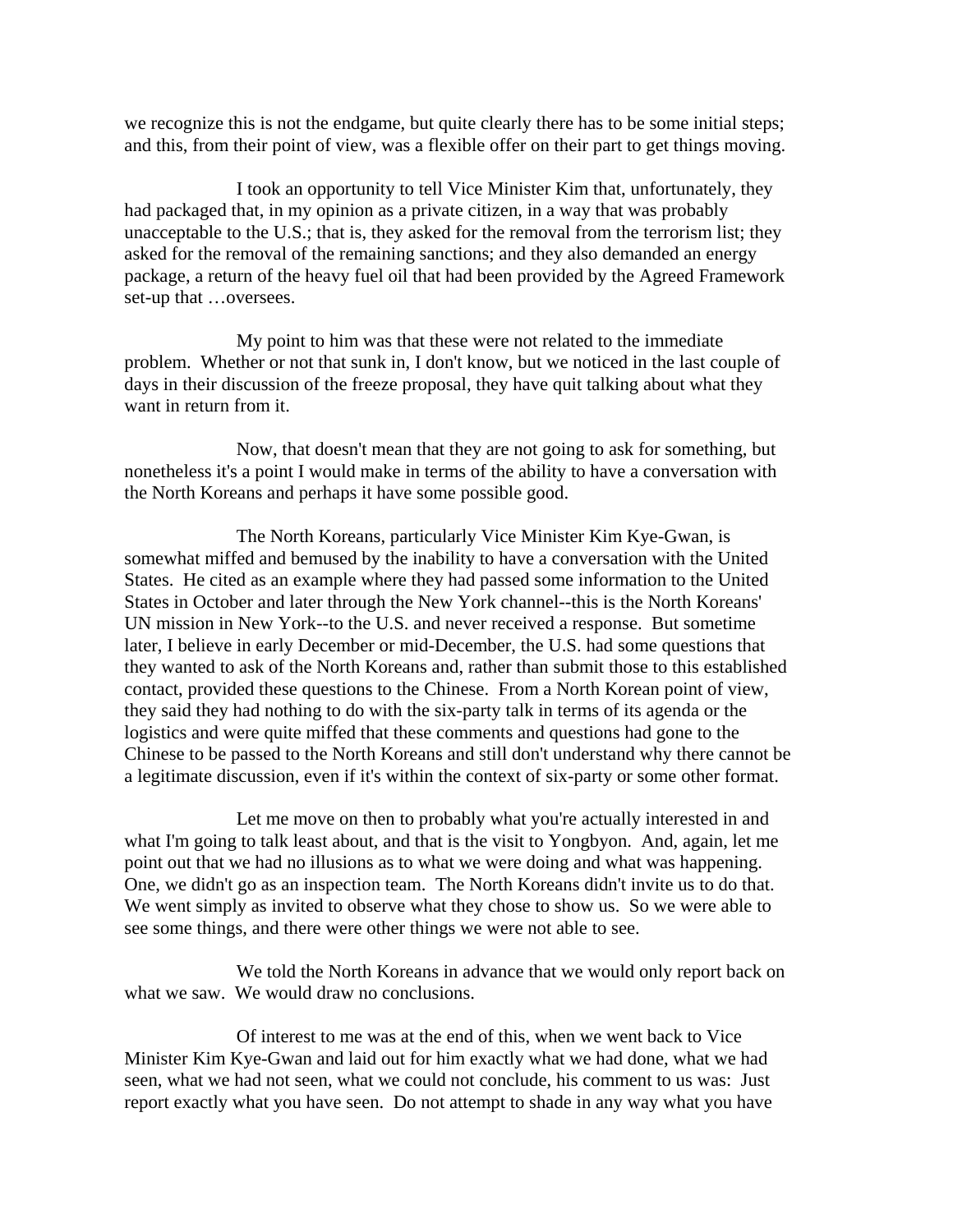we recognize this is not the endgame, but quite clearly there has to be some initial steps; and this, from their point of view, was a flexible offer on their part to get things moving.

I took an opportunity to tell Vice Minister Kim that, unfortunately, they had packaged that, in my opinion as a private citizen, in a way that was probably unacceptable to the U.S.; that is, they asked for the removal from the terrorism list; they asked for the removal of the remaining sanctions; and they also demanded an energy package, a return of the heavy fuel oil that had been provided by the Agreed Framework set-up that …oversees.

My point to him was that these were not related to the immediate problem. Whether or not that sunk in, I don't know, but we noticed in the last couple of days in their discussion of the freeze proposal, they have quit talking about what they want in return from it.

Now, that doesn't mean that they are not going to ask for something, but nonetheless it's a point I would make in terms of the ability to have a conversation with the North Koreans and perhaps it have some possible good.

The North Koreans, particularly Vice Minister Kim Kye-Gwan, is somewhat miffed and bemused by the inability to have a conversation with the United States. He cited as an example where they had passed some information to the United States in October and later through the New York channel--this is the North Koreans' UN mission in New York--to the U.S. and never received a response. But sometime later, I believe in early December or mid-December, the U.S. had some questions that they wanted to ask of the North Koreans and, rather than submit those to this established contact, provided these questions to the Chinese. From a North Korean point of view, they said they had nothing to do with the six-party talk in terms of its agenda or the logistics and were quite miffed that these comments and questions had gone to the Chinese to be passed to the North Koreans and still don't understand why there cannot be a legitimate discussion, even if it's within the context of six-party or some other format.

Let me move on then to probably what you're actually interested in and what I'm going to talk least about, and that is the visit to Yongbyon. And, again, let me point out that we had no illusions as to what we were doing and what was happening. One, we didn't go as an inspection team. The North Koreans didn't invite us to do that. We went simply as invited to observe what they chose to show us. So we were able to see some things, and there were other things we were not able to see.

We told the North Koreans in advance that we would only report back on what we saw. We would draw no conclusions.

Of interest to me was at the end of this, when we went back to Vice Minister Kim Kye-Gwan and laid out for him exactly what we had done, what we had seen, what we had not seen, what we could not conclude, his comment to us was: Just report exactly what you have seen. Do not attempt to shade in any way what you have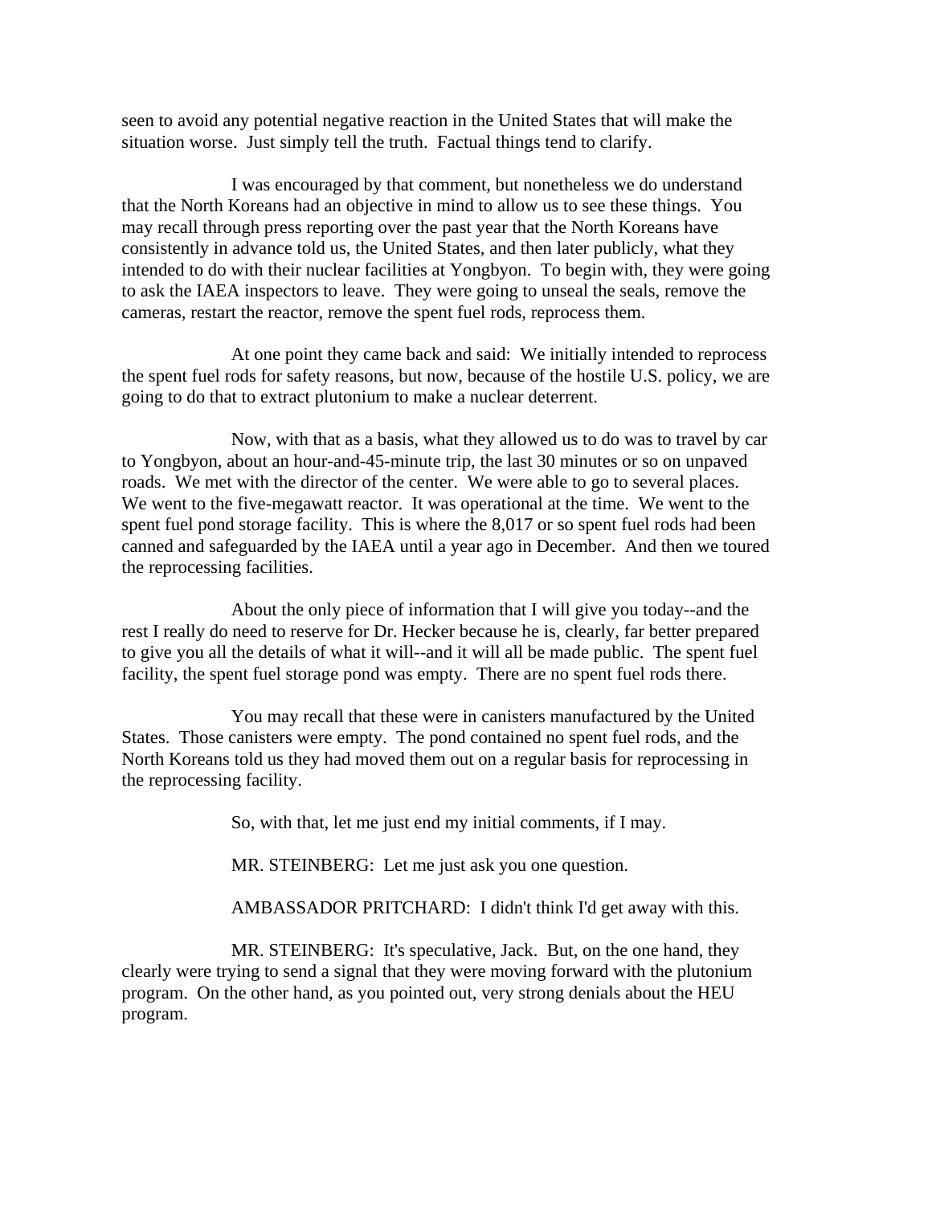seen to avoid any potential negative reaction in the United States that will make the situation worse. Just simply tell the truth. Factual things tend to clarify.

I was encouraged by that comment, but nonetheless we do understand that the North Koreans had an objective in mind to allow us to see these things. You may recall through press reporting over the past year that the North Koreans have consistently in advance told us, the United States, and then later publicly, what they intended to do with their nuclear facilities at Yongbyon. To begin with, they were going to ask the IAEA inspectors to leave. They were going to unseal the seals, remove the cameras, restart the reactor, remove the spent fuel rods, reprocess them.

At one point they came back and said: We initially intended to reprocess the spent fuel rods for safety reasons, but now, because of the hostile U.S. policy, we are going to do that to extract plutonium to make a nuclear deterrent.

Now, with that as a basis, what they allowed us to do was to travel by car to Yongbyon, about an hour-and-45-minute trip, the last 30 minutes or so on unpaved roads. We met with the director of the center. We were able to go to several places. We went to the five-megawatt reactor. It was operational at the time. We went to the spent fuel pond storage facility. This is where the 8,017 or so spent fuel rods had been canned and safeguarded by the IAEA until a year ago in December. And then we toured the reprocessing facilities.

About the only piece of information that I will give you today--and the rest I really do need to reserve for Dr. Hecker because he is, clearly, far better prepared to give you all the details of what it will--and it will all be made public. The spent fuel facility, the spent fuel storage pond was empty. There are no spent fuel rods there.

You may recall that these were in canisters manufactured by the United States. Those canisters were empty. The pond contained no spent fuel rods, and the North Koreans told us they had moved them out on a regular basis for reprocessing in the reprocessing facility.

So, with that, let me just end my initial comments, if I may.

MR. STEINBERG: Let me just ask you one question.

AMBASSADOR PRITCHARD: I didn't think I'd get away with this.

MR. STEINBERG: It's speculative, Jack. But, on the one hand, they clearly were trying to send a signal that they were moving forward with the plutonium program. On the other hand, as you pointed out, very strong denials about the HEU program.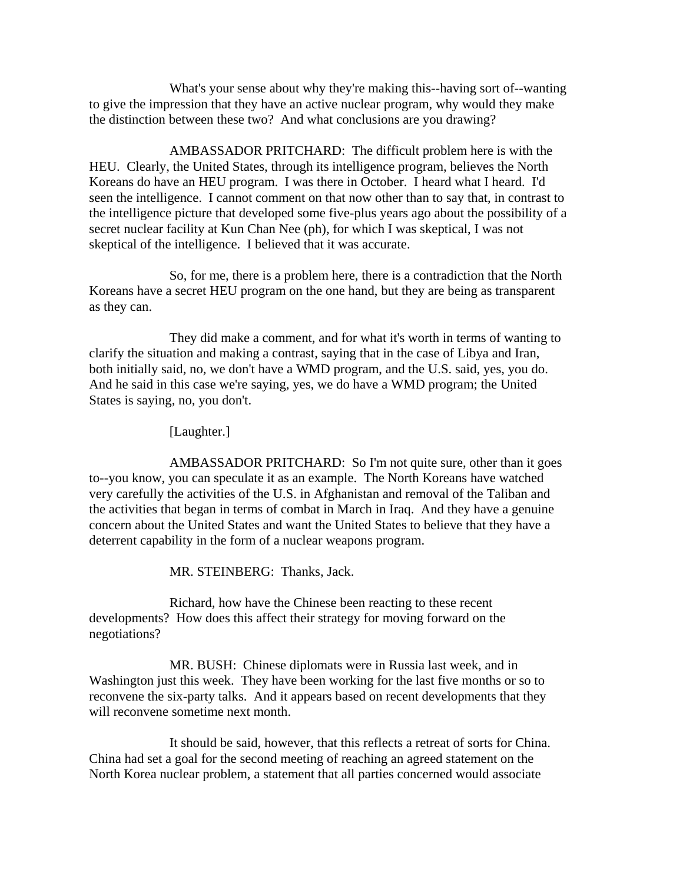What's your sense about why they're making this--having sort of--wanting to give the impression that they have an active nuclear program, why would they make the distinction between these two? And what conclusions are you drawing?

AMBASSADOR PRITCHARD: The difficult problem here is with the HEU. Clearly, the United States, through its intelligence program, believes the North Koreans do have an HEU program. I was there in October. I heard what I heard. I'd seen the intelligence. I cannot comment on that now other than to say that, in contrast to the intelligence picture that developed some five-plus years ago about the possibility of a secret nuclear facility at Kun Chan Nee (ph), for which I was skeptical, I was not skeptical of the intelligence. I believed that it was accurate.

So, for me, there is a problem here, there is a contradiction that the North Koreans have a secret HEU program on the one hand, but they are being as transparent as they can.

They did make a comment, and for what it's worth in terms of wanting to clarify the situation and making a contrast, saying that in the case of Libya and Iran, both initially said, no, we don't have a WMD program, and the U.S. said, yes, you do. And he said in this case we're saying, yes, we do have a WMD program; the United States is saying, no, you don't.

[Laughter.]

AMBASSADOR PRITCHARD: So I'm not quite sure, other than it goes to--you know, you can speculate it as an example. The North Koreans have watched very carefully the activities of the U.S. in Afghanistan and removal of the Taliban and the activities that began in terms of combat in March in Iraq. And they have a genuine concern about the United States and want the United States to believe that they have a deterrent capability in the form of a nuclear weapons program.

MR. STEINBERG: Thanks, Jack.

Richard, how have the Chinese been reacting to these recent developments? How does this affect their strategy for moving forward on the negotiations?

MR. BUSH: Chinese diplomats were in Russia last week, and in Washington just this week. They have been working for the last five months or so to reconvene the six-party talks. And it appears based on recent developments that they will reconvene sometime next month.

It should be said, however, that this reflects a retreat of sorts for China. China had set a goal for the second meeting of reaching an agreed statement on the North Korea nuclear problem, a statement that all parties concerned would associate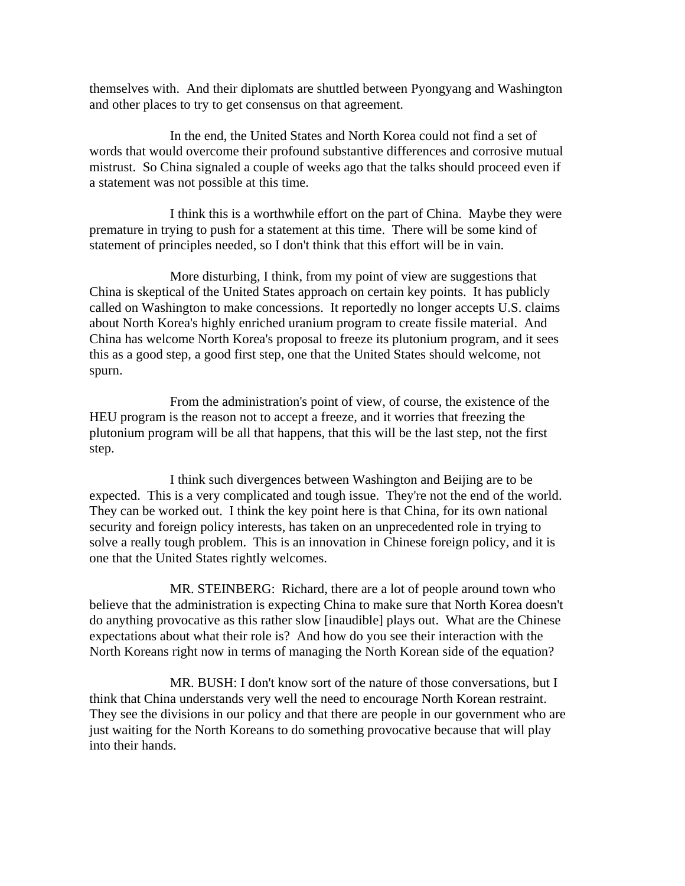themselves with. And their diplomats are shuttled between Pyongyang and Washington and other places to try to get consensus on that agreement.

In the end, the United States and North Korea could not find a set of words that would overcome their profound substantive differences and corrosive mutual mistrust. So China signaled a couple of weeks ago that the talks should proceed even if a statement was not possible at this time.

I think this is a worthwhile effort on the part of China. Maybe they were premature in trying to push for a statement at this time. There will be some kind of statement of principles needed, so I don't think that this effort will be in vain.

More disturbing, I think, from my point of view are suggestions that China is skeptical of the United States approach on certain key points. It has publicly called on Washington to make concessions. It reportedly no longer accepts U.S. claims about North Korea's highly enriched uranium program to create fissile material. And China has welcome North Korea's proposal to freeze its plutonium program, and it sees this as a good step, a good first step, one that the United States should welcome, not spurn.

From the administration's point of view, of course, the existence of the HEU program is the reason not to accept a freeze, and it worries that freezing the plutonium program will be all that happens, that this will be the last step, not the first step.

I think such divergences between Washington and Beijing are to be expected. This is a very complicated and tough issue. They're not the end of the world. They can be worked out. I think the key point here is that China, for its own national security and foreign policy interests, has taken on an unprecedented role in trying to solve a really tough problem. This is an innovation in Chinese foreign policy, and it is one that the United States rightly welcomes.

MR. STEINBERG: Richard, there are a lot of people around town who believe that the administration is expecting China to make sure that North Korea doesn't do anything provocative as this rather slow [inaudible] plays out. What are the Chinese expectations about what their role is? And how do you see their interaction with the North Koreans right now in terms of managing the North Korean side of the equation?

MR. BUSH: I don't know sort of the nature of those conversations, but I think that China understands very well the need to encourage North Korean restraint. They see the divisions in our policy and that there are people in our government who are just waiting for the North Koreans to do something provocative because that will play into their hands.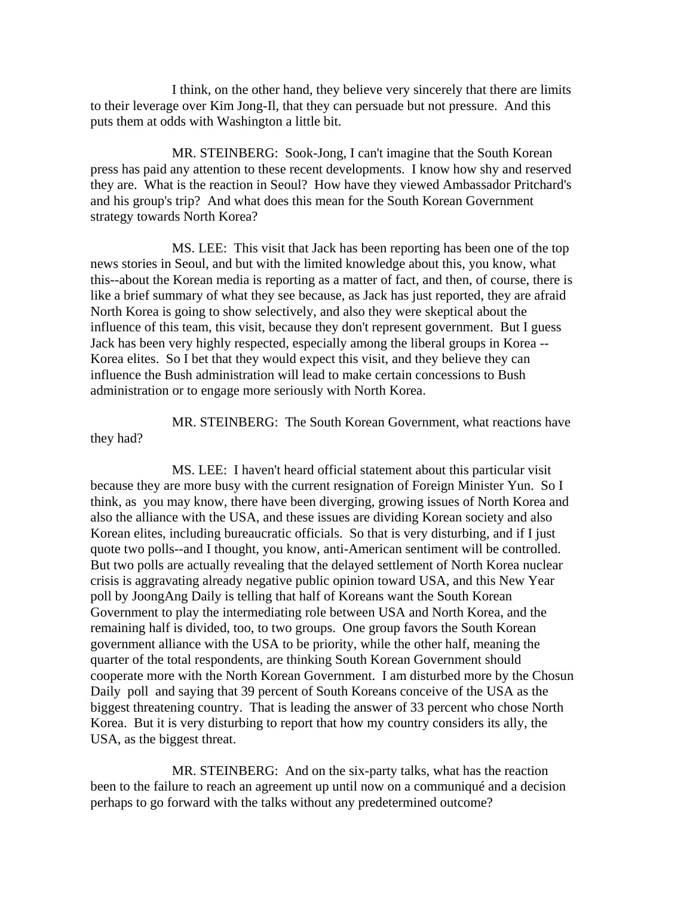I think, on the other hand, they believe very sincerely that there are limits to their leverage over Kim Jong-Il, that they can persuade but not pressure. And this puts them at odds with Washington a little bit.

MR. STEINBERG: Sook-Jong, I can't imagine that the South Korean press has paid any attention to these recent developments. I know how shy and reserved they are. What is the reaction in Seoul? How have they viewed Ambassador Pritchard's and his group's trip? And what does this mean for the South Korean Government strategy towards North Korea?

MS. LEE: This visit that Jack has been reporting has been one of the top news stories in Seoul, and but with the limited knowledge about this, you know, what this--about the Korean media is reporting as a matter of fact, and then, of course, there is like a brief summary of what they see because, as Jack has just reported, they are afraid North Korea is going to show selectively, and also they were skeptical about the influence of this team, this visit, because they don't represent government. But I guess Jack has been very highly respected, especially among the liberal groups in Korea -- Korea elites. So I bet that they would expect this visit, and they believe they can influence the Bush administration will lead to make certain concessions to Bush administration or to engage more seriously with North Korea.

MR. STEINBERG: The South Korean Government, what reactions have they had?

MS. LEE: I haven't heard official statement about this particular visit because they are more busy with the current resignation of Foreign Minister Yun. So I think, as you may know, there have been diverging, growing issues of North Korea and also the alliance with the USA, and these issues are dividing Korean society and also Korean elites, including bureaucratic officials. So that is very disturbing, and if I just quote two polls--and I thought, you know, anti-American sentiment will be controlled. But two polls are actually revealing that the delayed settlement of North Korea nuclear crisis is aggravating already negative public opinion toward USA, and this New Year poll by JoongAng Daily is telling that half of Koreans want the South Korean Government to play the intermediating role between USA and North Korea, and the remaining half is divided, too, to two groups. One group favors the South Korean government alliance with the USA to be priority, while the other half, meaning the quarter of the total respondents, are thinking South Korean Government should cooperate more with the North Korean Government. I am disturbed more by the Chosun Daily poll and saying that 39 percent of South Koreans conceive of the USA as the biggest threatening country. That is leading the answer of 33 percent who chose North Korea. But it is very disturbing to report that how my country considers its ally, the USA, as the biggest threat.

MR. STEINBERG: And on the six-party talks, what has the reaction been to the failure to reach an agreement up until now on a communiqué and a decision perhaps to go forward with the talks without any predetermined outcome?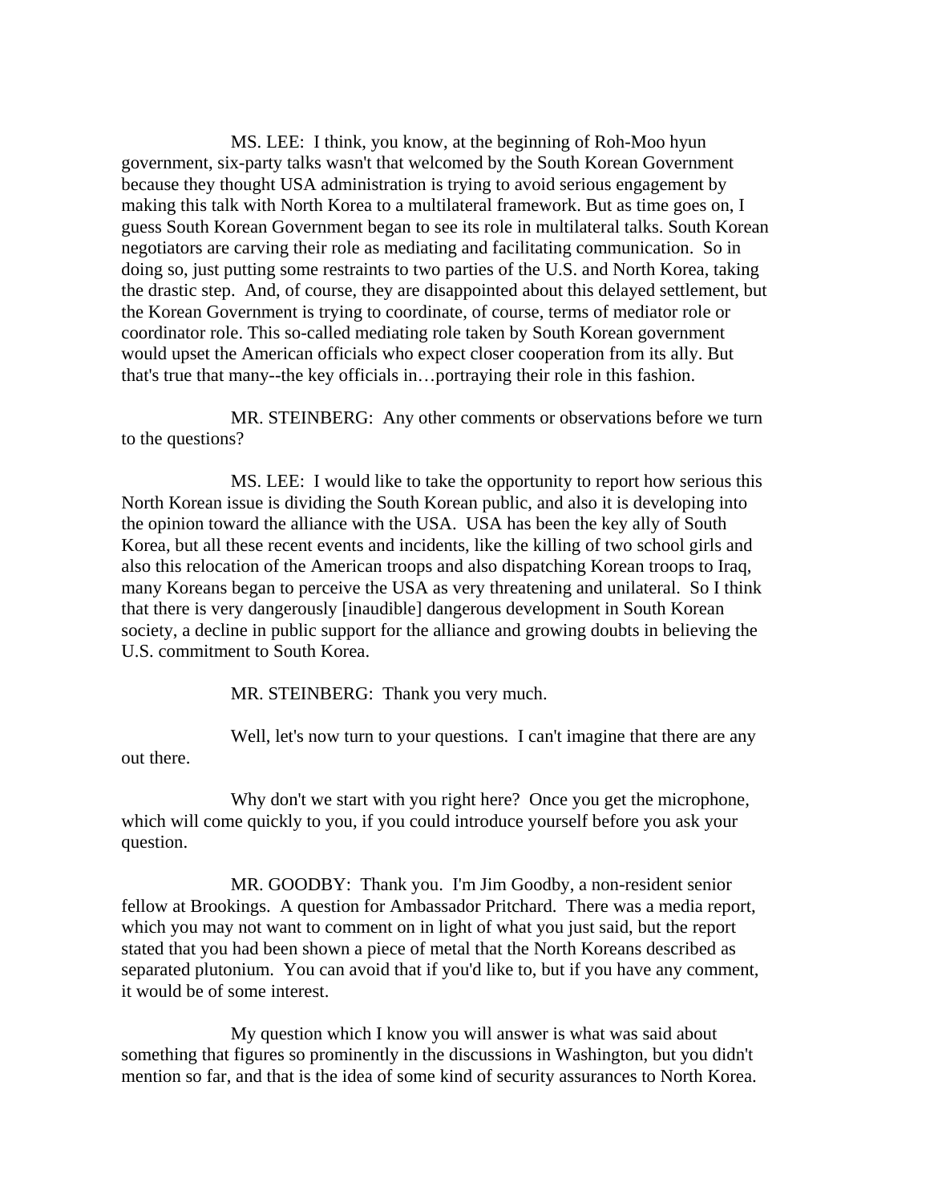MS. LEE: I think, you know, at the beginning of Roh-Moo hyun government, six-party talks wasn't that welcomed by the South Korean Government because they thought USA administration is trying to avoid serious engagement by making this talk with North Korea to a multilateral framework. But as time goes on, I guess South Korean Government began to see its role in multilateral talks. South Korean negotiators are carving their role as mediating and facilitating communication. So in doing so, just putting some restraints to two parties of the U.S. and North Korea, taking the drastic step. And, of course, they are disappointed about this delayed settlement, but the Korean Government is trying to coordinate, of course, terms of mediator role or coordinator role. This so-called mediating role taken by South Korean government would upset the American officials who expect closer cooperation from its ally. But that's true that many--the key officials in…portraying their role in this fashion.

MR. STEINBERG: Any other comments or observations before we turn to the questions?

MS. LEE: I would like to take the opportunity to report how serious this North Korean issue is dividing the South Korean public, and also it is developing into the opinion toward the alliance with the USA. USA has been the key ally of South Korea, but all these recent events and incidents, like the killing of two school girls and also this relocation of the American troops and also dispatching Korean troops to Iraq, many Koreans began to perceive the USA as very threatening and unilateral. So I think that there is very dangerously [inaudible] dangerous development in South Korean society, a decline in public support for the alliance and growing doubts in believing the U.S. commitment to South Korea.

MR. STEINBERG: Thank you very much.

Well, let's now turn to your questions. I can't imagine that there are any out there.

Why don't we start with you right here? Once you get the microphone, which will come quickly to you, if you could introduce yourself before you ask your question.

MR. GOODBY: Thank you. I'm Jim Goodby, a non-resident senior fellow at Brookings. A question for Ambassador Pritchard. There was a media report, which you may not want to comment on in light of what you just said, but the report stated that you had been shown a piece of metal that the North Koreans described as separated plutonium. You can avoid that if you'd like to, but if you have any comment, it would be of some interest.

My question which I know you will answer is what was said about something that figures so prominently in the discussions in Washington, but you didn't mention so far, and that is the idea of some kind of security assurances to North Korea.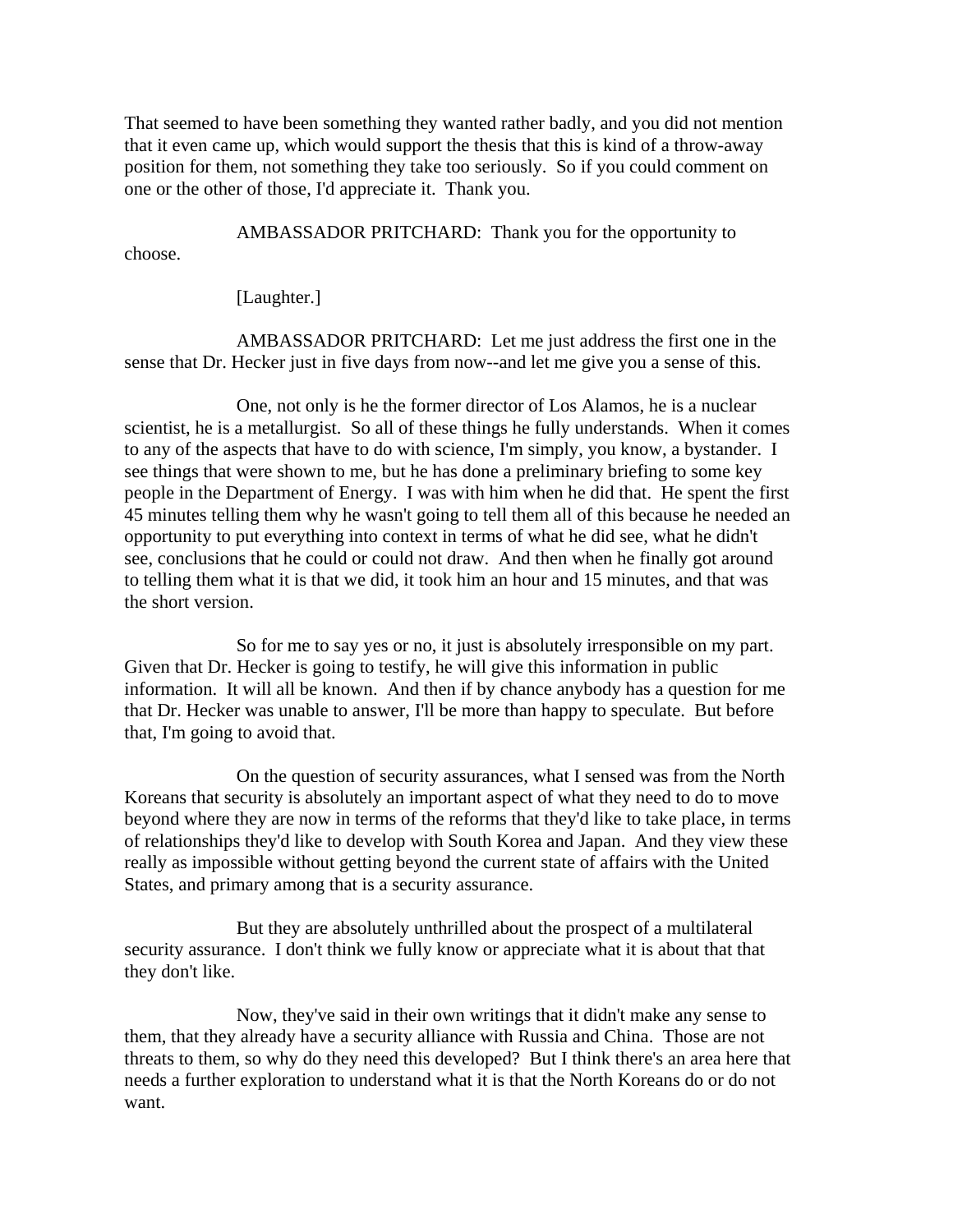That seemed to have been something they wanted rather badly, and you did not mention that it even came up, which would support the thesis that this is kind of a throw-away position for them, not something they take too seriously. So if you could comment on one or the other of those, I'd appreciate it. Thank you.

AMBASSADOR PRITCHARD: Thank you for the opportunity to choose.

[Laughter.]

AMBASSADOR PRITCHARD: Let me just address the first one in the sense that Dr. Hecker just in five days from now--and let me give you a sense of this.

One, not only is he the former director of Los Alamos, he is a nuclear scientist, he is a metallurgist. So all of these things he fully understands. When it comes to any of the aspects that have to do with science, I'm simply, you know, a bystander. I see things that were shown to me, but he has done a preliminary briefing to some key people in the Department of Energy. I was with him when he did that. He spent the first 45 minutes telling them why he wasn't going to tell them all of this because he needed an opportunity to put everything into context in terms of what he did see, what he didn't see, conclusions that he could or could not draw. And then when he finally got around to telling them what it is that we did, it took him an hour and 15 minutes, and that was the short version.

So for me to say yes or no, it just is absolutely irresponsible on my part. Given that Dr. Hecker is going to testify, he will give this information in public information. It will all be known. And then if by chance anybody has a question for me that Dr. Hecker was unable to answer, I'll be more than happy to speculate. But before that, I'm going to avoid that.

On the question of security assurances, what I sensed was from the North Koreans that security is absolutely an important aspect of what they need to do to move beyond where they are now in terms of the reforms that they'd like to take place, in terms of relationships they'd like to develop with South Korea and Japan. And they view these really as impossible without getting beyond the current state of affairs with the United States, and primary among that is a security assurance.

But they are absolutely unthrilled about the prospect of a multilateral security assurance. I don't think we fully know or appreciate what it is about that that they don't like.

Now, they've said in their own writings that it didn't make any sense to them, that they already have a security alliance with Russia and China. Those are not threats to them, so why do they need this developed? But I think there's an area here that needs a further exploration to understand what it is that the North Koreans do or do not want.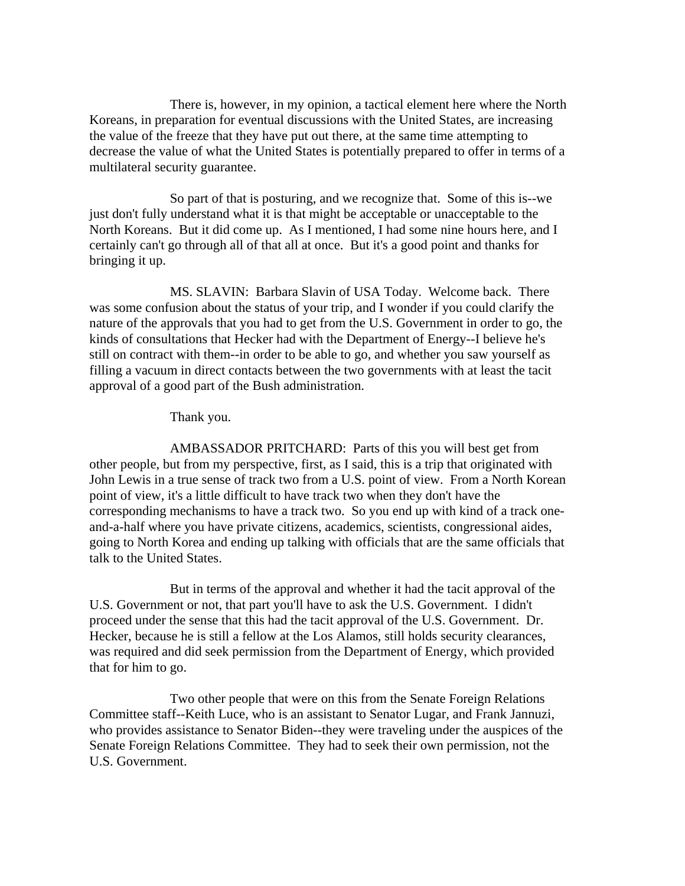There is, however, in my opinion, a tactical element here where the North Koreans, in preparation for eventual discussions with the United States, are increasing the value of the freeze that they have put out there, at the same time attempting to decrease the value of what the United States is potentially prepared to offer in terms of a multilateral security guarantee.

So part of that is posturing, and we recognize that. Some of this is--we just don't fully understand what it is that might be acceptable or unacceptable to the North Koreans. But it did come up. As I mentioned, I had some nine hours here, and I certainly can't go through all of that all at once. But it's a good point and thanks for bringing it up.

MS. SLAVIN: Barbara Slavin of USA Today. Welcome back. There was some confusion about the status of your trip, and I wonder if you could clarify the nature of the approvals that you had to get from the U.S. Government in order to go, the kinds of consultations that Hecker had with the Department of Energy--I believe he's still on contract with them--in order to be able to go, and whether you saw yourself as filling a vacuum in direct contacts between the two governments with at least the tacit approval of a good part of the Bush administration.

Thank you.

AMBASSADOR PRITCHARD: Parts of this you will best get from other people, but from my perspective, first, as I said, this is a trip that originated with John Lewis in a true sense of track two from a U.S. point of view. From a North Korean point of view, it's a little difficult to have track two when they don't have the corresponding mechanisms to have a track two. So you end up with kind of a track one-and-a-half where you have private citizens, academics, scientists, congressional aides, going to North Korea and ending up talking with officials that are the same officials that talk to the United States.

But in terms of the approval and whether it had the tacit approval of the U.S. Government or not, that part you'll have to ask the U.S. Government. I didn't proceed under the sense that this had the tacit approval of the U.S. Government. Dr. Hecker, because he is still a fellow at the Los Alamos, still holds security clearances, was required and did seek permission from the Department of Energy, which provided that for him to go.

Two other people that were on this from the Senate Foreign Relations Committee staff--Keith Luce, who is an assistant to Senator Lugar, and Frank Jannuzi, who provides assistance to Senator Biden--they were traveling under the auspices of the Senate Foreign Relations Committee. They had to seek their own permission, not the U.S. Government.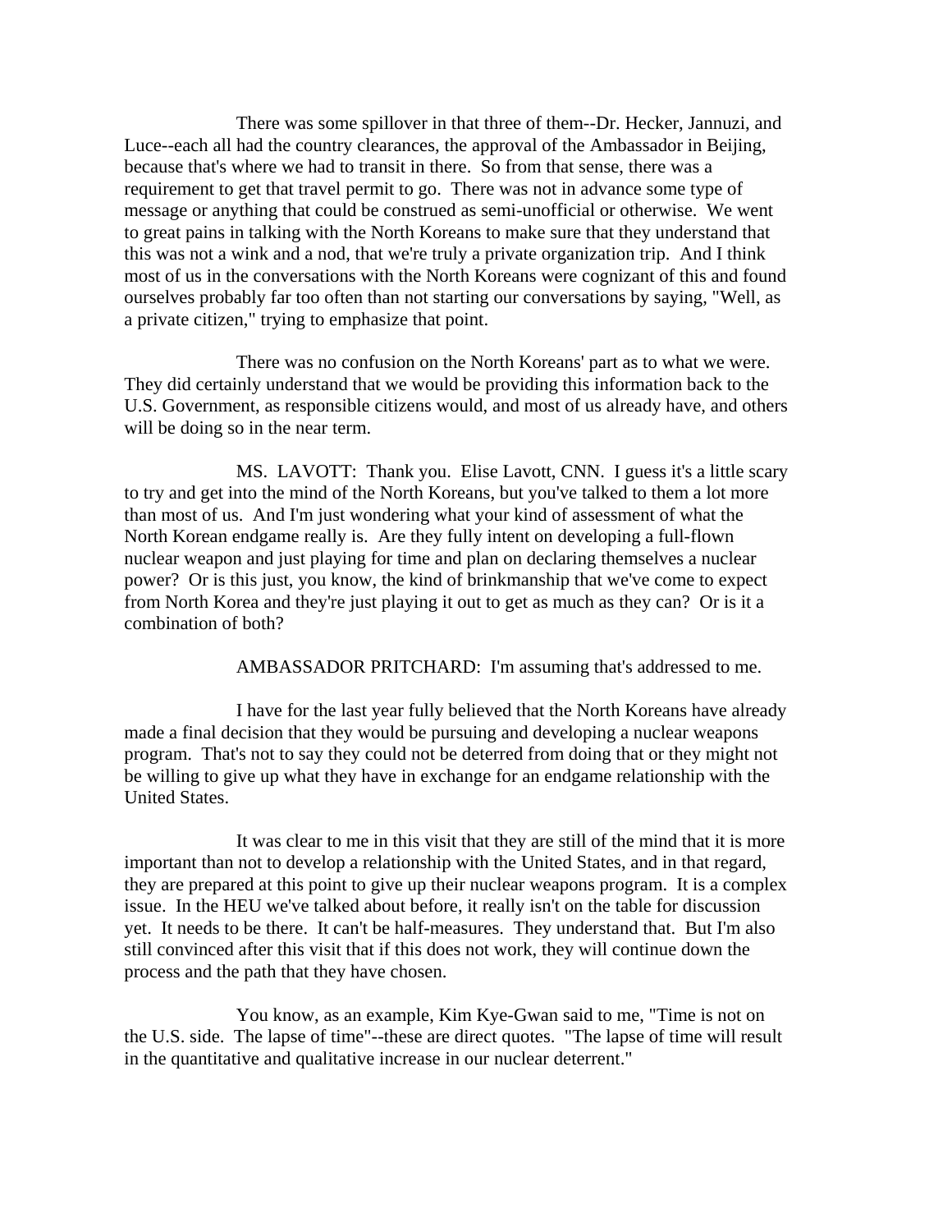There was some spillover in that three of them--Dr. Hecker, Jannuzi, and Luce--each all had the country clearances, the approval of the Ambassador in Beijing, because that's where we had to transit in there. So from that sense, there was a requirement to get that travel permit to go. There was not in advance some type of message or anything that could be construed as semi-unofficial or otherwise. We went to great pains in talking with the North Koreans to make sure that they understand that this was not a wink and a nod, that we're truly a private organization trip. And I think most of us in the conversations with the North Koreans were cognizant of this and found ourselves probably far too often than not starting our conversations by saying, "Well, as a private citizen," trying to emphasize that point.

There was no confusion on the North Koreans' part as to what we were. They did certainly understand that we would be providing this information back to the U.S. Government, as responsible citizens would, and most of us already have, and others will be doing so in the near term.

MS. LAVOTT: Thank you. Elise Lavott, CNN. I guess it's a little scary to try and get into the mind of the North Koreans, but you've talked to them a lot more than most of us. And I'm just wondering what your kind of assessment of what the North Korean endgame really is. Are they fully intent on developing a full-flown nuclear weapon and just playing for time and plan on declaring themselves a nuclear power? Or is this just, you know, the kind of brinkmanship that we've come to expect from North Korea and they're just playing it out to get as much as they can? Or is it a combination of both?

AMBASSADOR PRITCHARD: I'm assuming that's addressed to me.

I have for the last year fully believed that the North Koreans have already made a final decision that they would be pursuing and developing a nuclear weapons program. That's not to say they could not be deterred from doing that or they might not be willing to give up what they have in exchange for an endgame relationship with the United States.

It was clear to me in this visit that they are still of the mind that it is more important than not to develop a relationship with the United States, and in that regard, they are prepared at this point to give up their nuclear weapons program. It is a complex issue. In the HEU we've talked about before, it really isn't on the table for discussion yet. It needs to be there. It can't be half-measures. They understand that. But I'm also still convinced after this visit that if this does not work, they will continue down the process and the path that they have chosen.

You know, as an example, Kim Kye-Gwan said to me, "Time is not on the U.S. side. The lapse of time"--these are direct quotes. "The lapse of time will result in the quantitative and qualitative increase in our nuclear deterrent."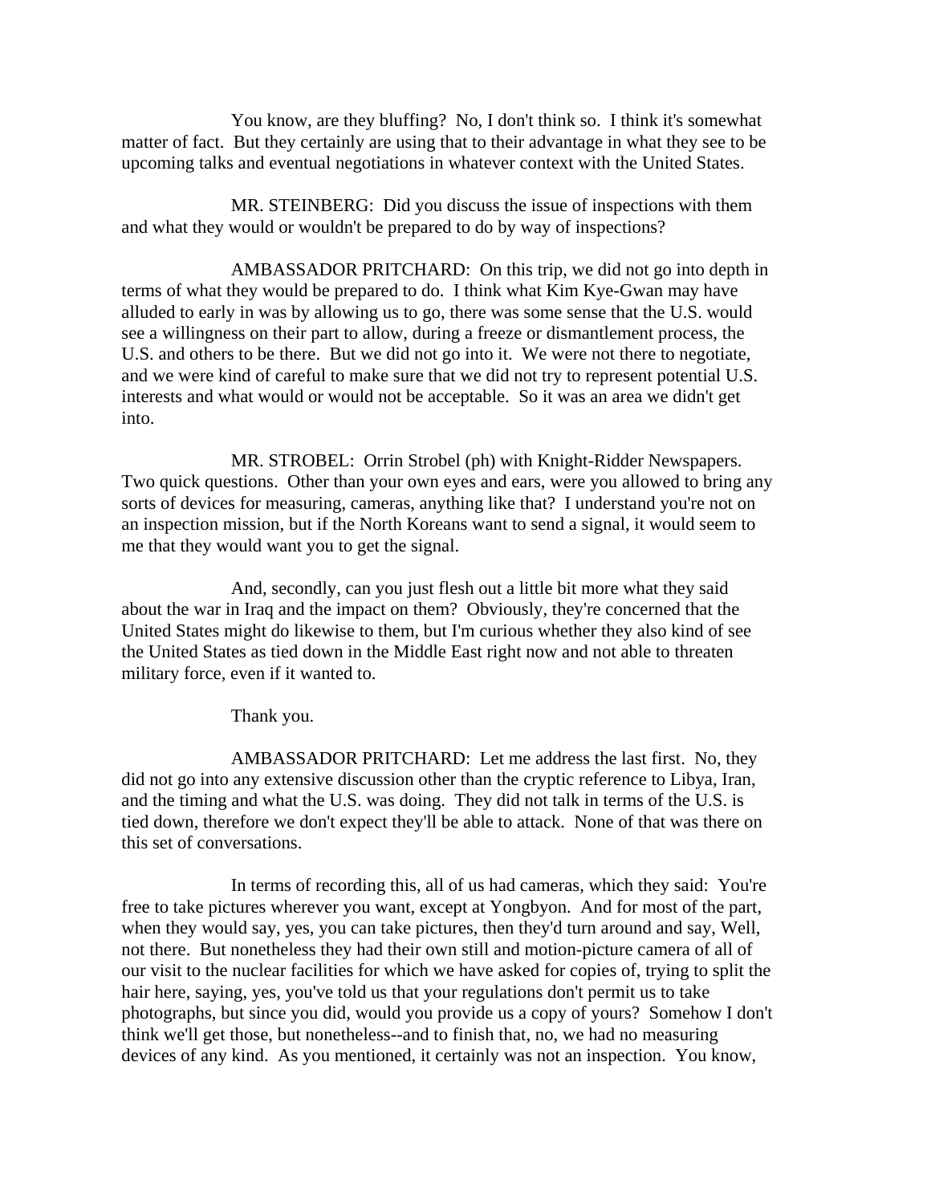You know, are they bluffing? No, I don't think so. I think it's somewhat matter of fact. But they certainly are using that to their advantage in what they see to be upcoming talks and eventual negotiations in whatever context with the United States.

MR. STEINBERG: Did you discuss the issue of inspections with them and what they would or wouldn't be prepared to do by way of inspections?

AMBASSADOR PRITCHARD: On this trip, we did not go into depth in terms of what they would be prepared to do. I think what Kim Kye-Gwan may have alluded to early in was by allowing us to go, there was some sense that the U.S. would see a willingness on their part to allow, during a freeze or dismantlement process, the U.S. and others to be there. But we did not go into it. We were not there to negotiate, and we were kind of careful to make sure that we did not try to represent potential U.S. interests and what would or would not be acceptable. So it was an area we didn't get into.

MR. STROBEL: Orrin Strobel (ph) with Knight-Ridder Newspapers. Two quick questions. Other than your own eyes and ears, were you allowed to bring any sorts of devices for measuring, cameras, anything like that? I understand you're not on an inspection mission, but if the North Koreans want to send a signal, it would seem to me that they would want you to get the signal.

And, secondly, can you just flesh out a little bit more what they said about the war in Iraq and the impact on them? Obviously, they're concerned that the United States might do likewise to them, but I'm curious whether they also kind of see the United States as tied down in the Middle East right now and not able to threaten military force, even if it wanted to.

Thank you.

AMBASSADOR PRITCHARD: Let me address the last first. No, they did not go into any extensive discussion other than the cryptic reference to Libya, Iran, and the timing and what the U.S. was doing. They did not talk in terms of the U.S. is tied down, therefore we don't expect they'll be able to attack. None of that was there on this set of conversations.

In terms of recording this, all of us had cameras, which they said: You're free to take pictures wherever you want, except at Yongbyon. And for most of the part, when they would say, yes, you can take pictures, then they'd turn around and say, Well, not there. But nonetheless they had their own still and motion-picture camera of all of our visit to the nuclear facilities for which we have asked for copies of, trying to split the hair here, saying, yes, you've told us that your regulations don't permit us to take photographs, but since you did, would you provide us a copy of yours? Somehow I don't think we'll get those, but nonetheless--and to finish that, no, we had no measuring devices of any kind. As you mentioned, it certainly was not an inspection. You know,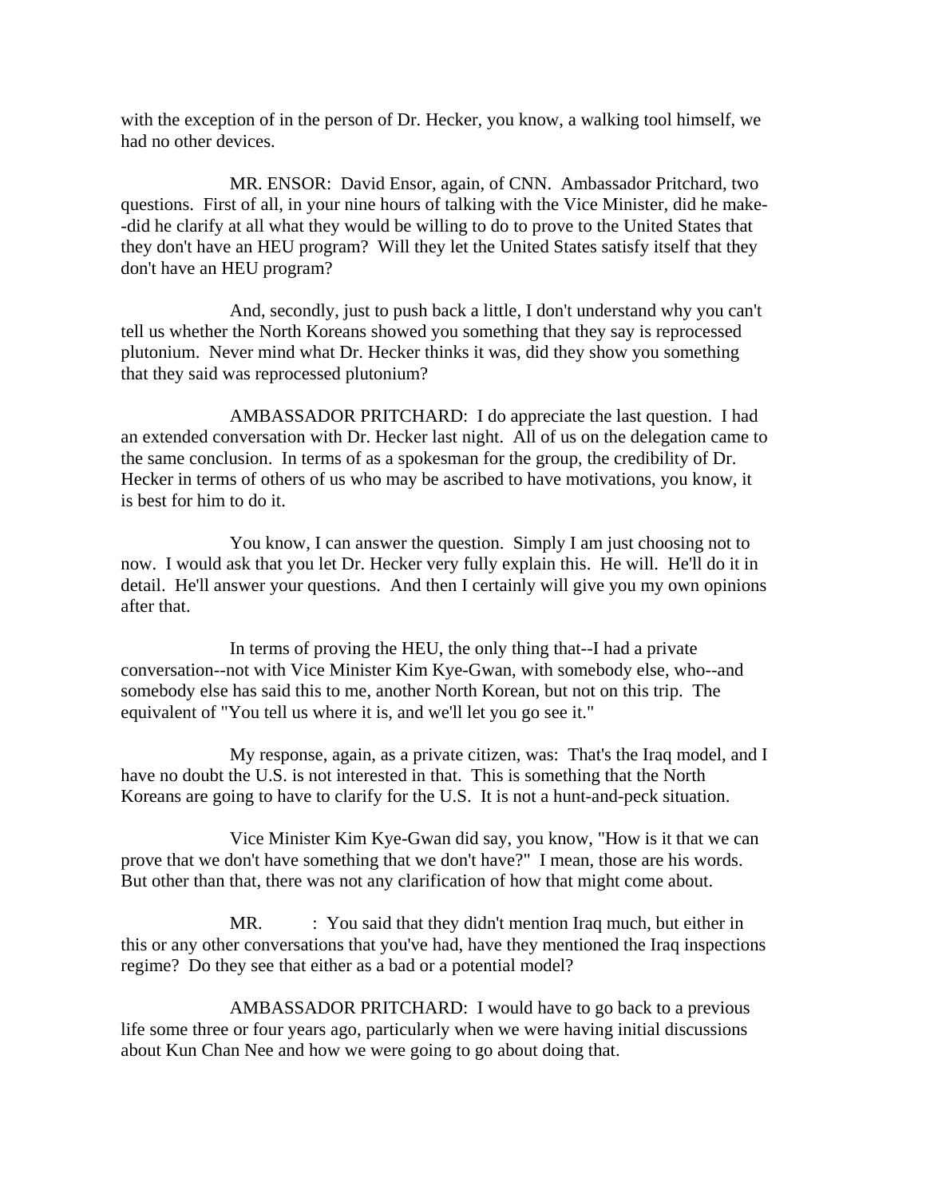with the exception of in the person of Dr. Hecker, you know, a walking tool himself, we had no other devices.

MR. ENSOR: David Ensor, again, of CNN. Ambassador Pritchard, two questions. First of all, in your nine hours of talking with the Vice Minister, did he make--did he clarify at all what they would be willing to do to prove to the United States that they don't have an HEU program? Will they let the United States satisfy itself that they don't have an HEU program?

And, secondly, just to push back a little, I don't understand why you can't tell us whether the North Koreans showed you something that they say is reprocessed plutonium. Never mind what Dr. Hecker thinks it was, did they show you something that they said was reprocessed plutonium?

AMBASSADOR PRITCHARD: I do appreciate the last question. I had an extended conversation with Dr. Hecker last night. All of us on the delegation came to the same conclusion. In terms of as a spokesman for the group, the credibility of Dr. Hecker in terms of others of us who may be ascribed to have motivations, you know, it is best for him to do it.

You know, I can answer the question. Simply I am just choosing not to now. I would ask that you let Dr. Hecker very fully explain this. He will. He'll do it in detail. He'll answer your questions. And then I certainly will give you my own opinions after that.

In terms of proving the HEU, the only thing that--I had a private conversation--not with Vice Minister Kim Kye-Gwan, with somebody else, who--and somebody else has said this to me, another North Korean, but not on this trip. The equivalent of "You tell us where it is, and we'll let you go see it."

My response, again, as a private citizen, was: That's the Iraq model, and I have no doubt the U.S. is not interested in that. This is something that the North Koreans are going to have to clarify for the U.S. It is not a hunt-and-peck situation.

Vice Minister Kim Kye-Gwan did say, you know, "How is it that we can prove that we don't have something that we don't have?" I mean, those are his words. But other than that, there was not any clarification of how that might come about.

MR. : You said that they didn't mention Iraq much, but either in this or any other conversations that you've had, have they mentioned the Iraq inspections regime? Do they see that either as a bad or a potential model?

AMBASSADOR PRITCHARD: I would have to go back to a previous life some three or four years ago, particularly when we were having initial discussions about Kun Chan Nee and how we were going to go about doing that.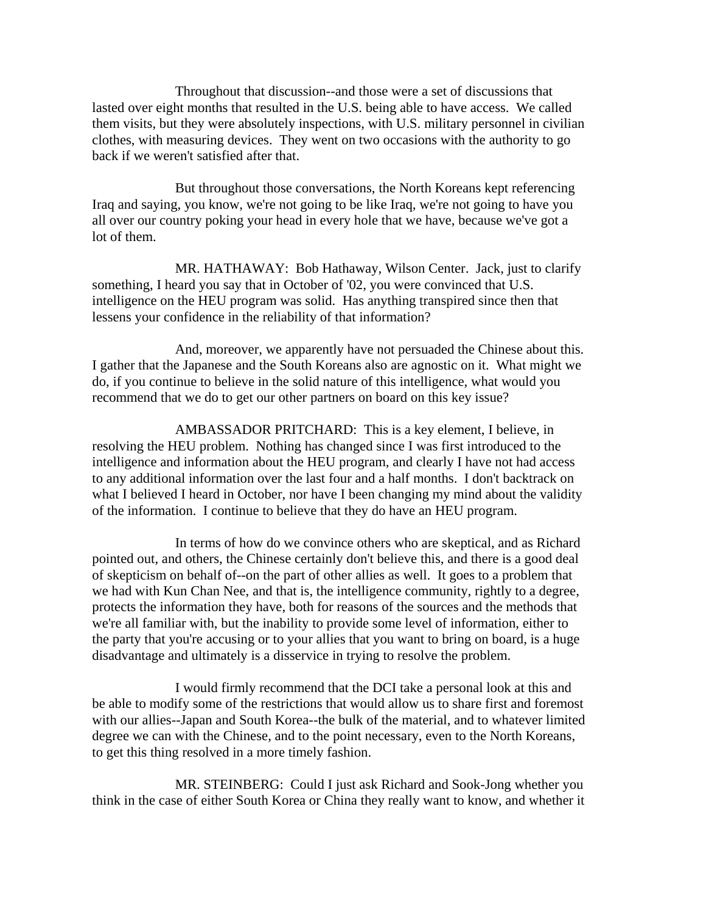Throughout that discussion--and those were a set of discussions that lasted over eight months that resulted in the U.S. being able to have access. We called them visits, but they were absolutely inspections, with U.S. military personnel in civilian clothes, with measuring devices. They went on two occasions with the authority to go back if we weren't satisfied after that.

But throughout those conversations, the North Koreans kept referencing Iraq and saying, you know, we're not going to be like Iraq, we're not going to have you all over our country poking your head in every hole that we have, because we've got a lot of them.

MR. HATHAWAY: Bob Hathaway, Wilson Center. Jack, just to clarify something, I heard you say that in October of '02, you were convinced that U.S. intelligence on the HEU program was solid. Has anything transpired since then that lessens your confidence in the reliability of that information?

And, moreover, we apparently have not persuaded the Chinese about this. I gather that the Japanese and the South Koreans also are agnostic on it. What might we do, if you continue to believe in the solid nature of this intelligence, what would you recommend that we do to get our other partners on board on this key issue?

AMBASSADOR PRITCHARD: This is a key element, I believe, in resolving the HEU problem. Nothing has changed since I was first introduced to the intelligence and information about the HEU program, and clearly I have not had access to any additional information over the last four and a half months. I don't backtrack on what I believed I heard in October, nor have I been changing my mind about the validity of the information. I continue to believe that they do have an HEU program.

In terms of how do we convince others who are skeptical, and as Richard pointed out, and others, the Chinese certainly don't believe this, and there is a good deal of skepticism on behalf of--on the part of other allies as well. It goes to a problem that we had with Kun Chan Nee, and that is, the intelligence community, rightly to a degree, protects the information they have, both for reasons of the sources and the methods that we're all familiar with, but the inability to provide some level of information, either to the party that you're accusing or to your allies that you want to bring on board, is a huge disadvantage and ultimately is a disservice in trying to resolve the problem.

I would firmly recommend that the DCI take a personal look at this and be able to modify some of the restrictions that would allow us to share first and foremost with our allies--Japan and South Korea--the bulk of the material, and to whatever limited degree we can with the Chinese, and to the point necessary, even to the North Koreans, to get this thing resolved in a more timely fashion.

MR. STEINBERG: Could I just ask Richard and Sook-Jong whether you think in the case of either South Korea or China they really want to know, and whether it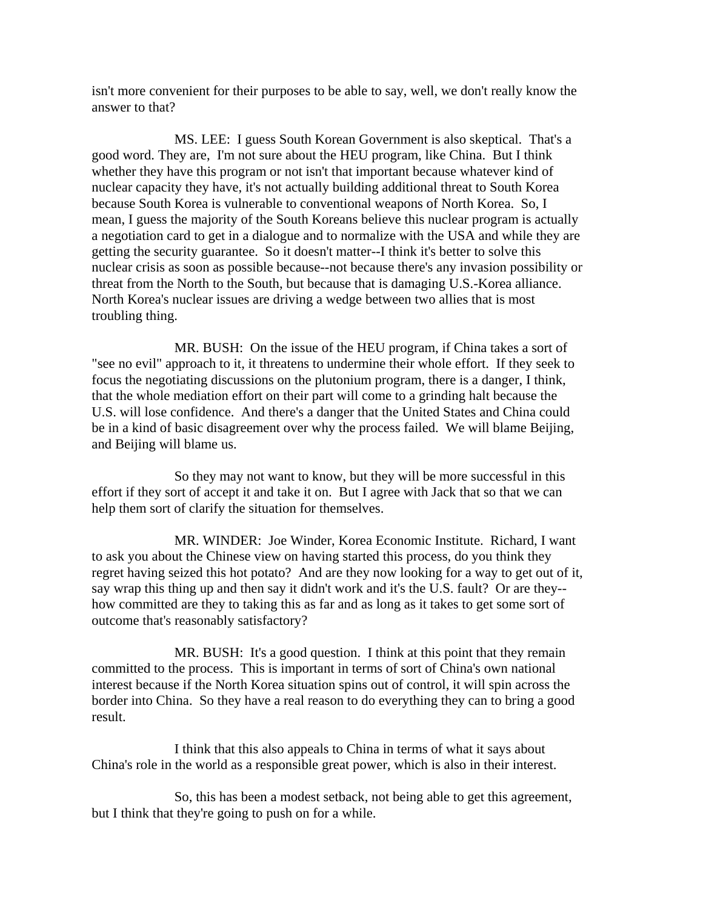isn't more convenient for their purposes to be able to say, well, we don't really know the answer to that?

MS. LEE: I guess South Korean Government is also skeptical. That's a good word. They are, I'm not sure about the HEU program, like China. But I think whether they have this program or not isn't that important because whatever kind of nuclear capacity they have, it's not actually building additional threat to South Korea because South Korea is vulnerable to conventional weapons of North Korea. So, I mean, I guess the majority of the South Koreans believe this nuclear program is actually a negotiation card to get in a dialogue and to normalize with the USA and while they are getting the security guarantee. So it doesn't matter--I think it's better to solve this nuclear crisis as soon as possible because--not because there's any invasion possibility or threat from the North to the South, but because that is damaging U.S.-Korea alliance. North Korea's nuclear issues are driving a wedge between two allies that is most troubling thing.

MR. BUSH: On the issue of the HEU program, if China takes a sort of "see no evil" approach to it, it threatens to undermine their whole effort. If they seek to focus the negotiating discussions on the plutonium program, there is a danger, I think, that the whole mediation effort on their part will come to a grinding halt because the U.S. will lose confidence. And there's a danger that the United States and China could be in a kind of basic disagreement over why the process failed. We will blame Beijing, and Beijing will blame us.

So they may not want to know, but they will be more successful in this effort if they sort of accept it and take it on. But I agree with Jack that so that we can help them sort of clarify the situation for themselves.

MR. WINDER: Joe Winder, Korea Economic Institute. Richard, I want to ask you about the Chinese view on having started this process, do you think they regret having seized this hot potato? And are they now looking for a way to get out of it, say wrap this thing up and then say it didn't work and it's the U.S. fault? Or are they--how committed are they to taking this as far and as long as it takes to get some sort of outcome that's reasonably satisfactory?

MR. BUSH: It's a good question. I think at this point that they remain committed to the process. This is important in terms of sort of China's own national interest because if the North Korea situation spins out of control, it will spin across the border into China. So they have a real reason to do everything they can to bring a good result.

I think that this also appeals to China in terms of what it says about China's role in the world as a responsible great power, which is also in their interest.

So, this has been a modest setback, not being able to get this agreement, but I think that they're going to push on for a while.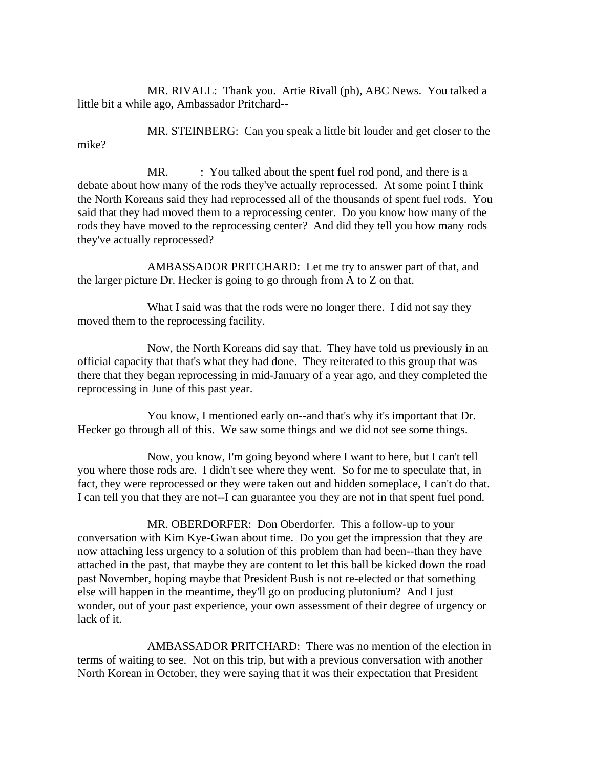MR. RIVALL: Thank you. Artie Rivall (ph), ABC News. You talked a little bit a while ago, Ambassador Pritchard--

MR. STEINBERG: Can you speak a little bit louder and get closer to the mike?

MR. : You talked about the spent fuel rod pond, and there is a debate about how many of the rods they've actually reprocessed. At some point I think the North Koreans said they had reprocessed all of the thousands of spent fuel rods. You said that they had moved them to a reprocessing center. Do you know how many of the rods they have moved to the reprocessing center? And did they tell you how many rods they've actually reprocessed?

AMBASSADOR PRITCHARD: Let me try to answer part of that, and the larger picture Dr. Hecker is going to go through from A to Z on that.

What I said was that the rods were no longer there. I did not say they moved them to the reprocessing facility.

Now, the North Koreans did say that. They have told us previously in an official capacity that that's what they had done. They reiterated to this group that was there that they began reprocessing in mid-January of a year ago, and they completed the reprocessing in June of this past year.

You know, I mentioned early on--and that's why it's important that Dr. Hecker go through all of this. We saw some things and we did not see some things.

Now, you know, I'm going beyond where I want to here, but I can't tell you where those rods are. I didn't see where they went. So for me to speculate that, in fact, they were reprocessed or they were taken out and hidden someplace, I can't do that. I can tell you that they are not--I can guarantee you they are not in that spent fuel pond.

MR. OBERDORFER: Don Oberdorfer. This a follow-up to your conversation with Kim Kye-Gwan about time. Do you get the impression that they are now attaching less urgency to a solution of this problem than had been--than they have attached in the past, that maybe they are content to let this ball be kicked down the road past November, hoping maybe that President Bush is not re-elected or that something else will happen in the meantime, they'll go on producing plutonium? And I just wonder, out of your past experience, your own assessment of their degree of urgency or lack of it.

AMBASSADOR PRITCHARD: There was no mention of the election in terms of waiting to see. Not on this trip, but with a previous conversation with another North Korean in October, they were saying that it was their expectation that President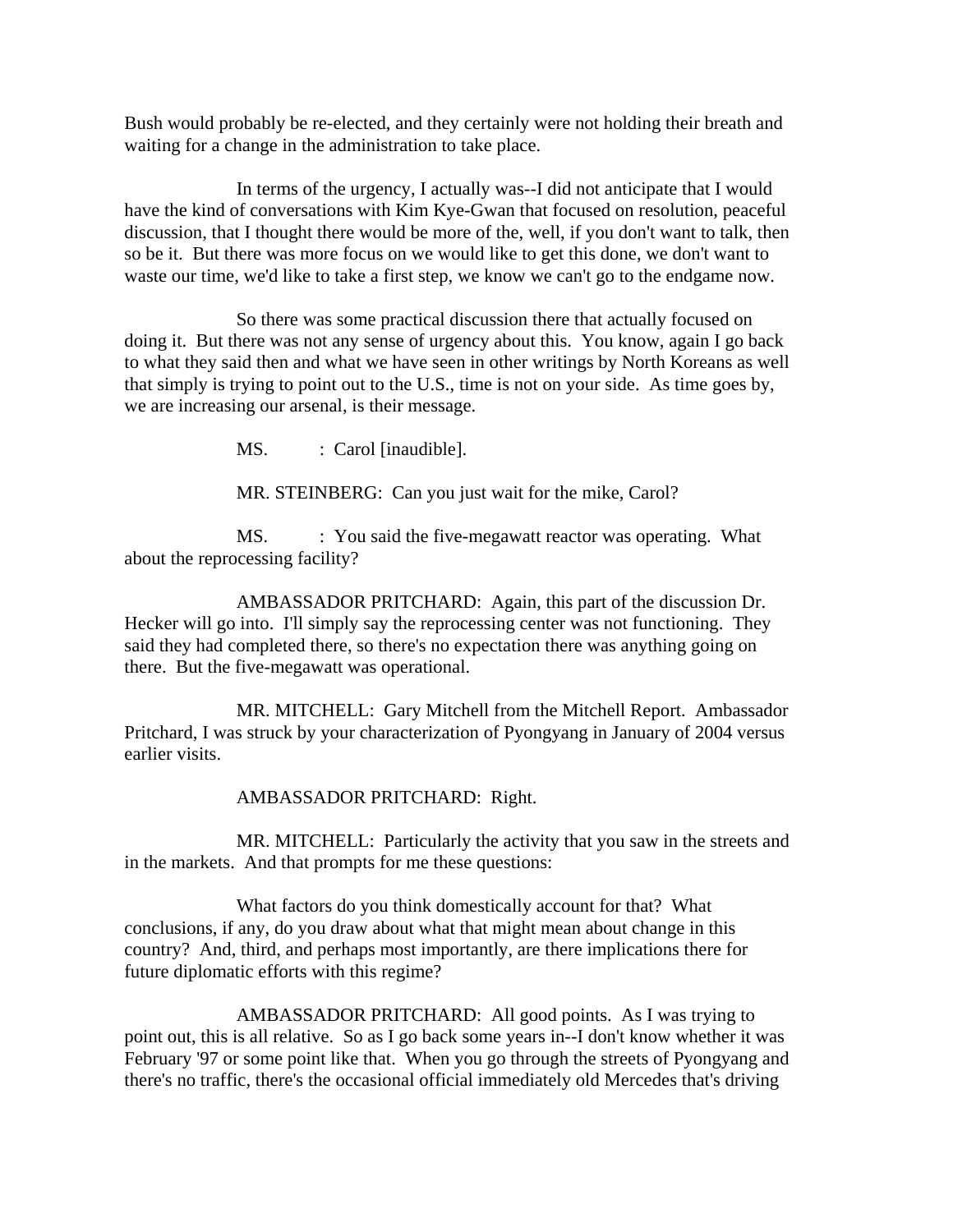Bush would probably be re-elected, and they certainly were not holding their breath and waiting for a change in the administration to take place.

In terms of the urgency, I actually was--I did not anticipate that I would have the kind of conversations with Kim Kye-Gwan that focused on resolution, peaceful discussion, that I thought there would be more of the, well, if you don't want to talk, then so be it. But there was more focus on we would like to get this done, we don't want to waste our time, we'd like to take a first step, we know we can't go to the endgame now.

So there was some practical discussion there that actually focused on doing it. But there was not any sense of urgency about this. You know, again I go back to what they said then and what we have seen in other writings by North Koreans as well that simply is trying to point out to the U.S., time is not on your side. As time goes by, we are increasing our arsenal, is their message.

MS. : Carol [inaudible].

MR. STEINBERG: Can you just wait for the mike, Carol?

MS. : You said the five-megawatt reactor was operating. What about the reprocessing facility?

AMBASSADOR PRITCHARD: Again, this part of the discussion Dr. Hecker will go into. I'll simply say the reprocessing center was not functioning. They said they had completed there, so there's no expectation there was anything going on there. But the five-megawatt was operational.

MR. MITCHELL: Gary Mitchell from the Mitchell Report. Ambassador Pritchard, I was struck by your characterization of Pyongyang in January of 2004 versus earlier visits.

AMBASSADOR PRITCHARD: Right.

MR. MITCHELL: Particularly the activity that you saw in the streets and in the markets. And that prompts for me these questions:

What factors do you think domestically account for that? What conclusions, if any, do you draw about what that might mean about change in this country? And, third, and perhaps most importantly, are there implications there for future diplomatic efforts with this regime?

AMBASSADOR PRITCHARD: All good points. As I was trying to point out, this is all relative. So as I go back some years in--I don't know whether it was February '97 or some point like that. When you go through the streets of Pyongyang and there's no traffic, there's the occasional official immediately old Mercedes that's driving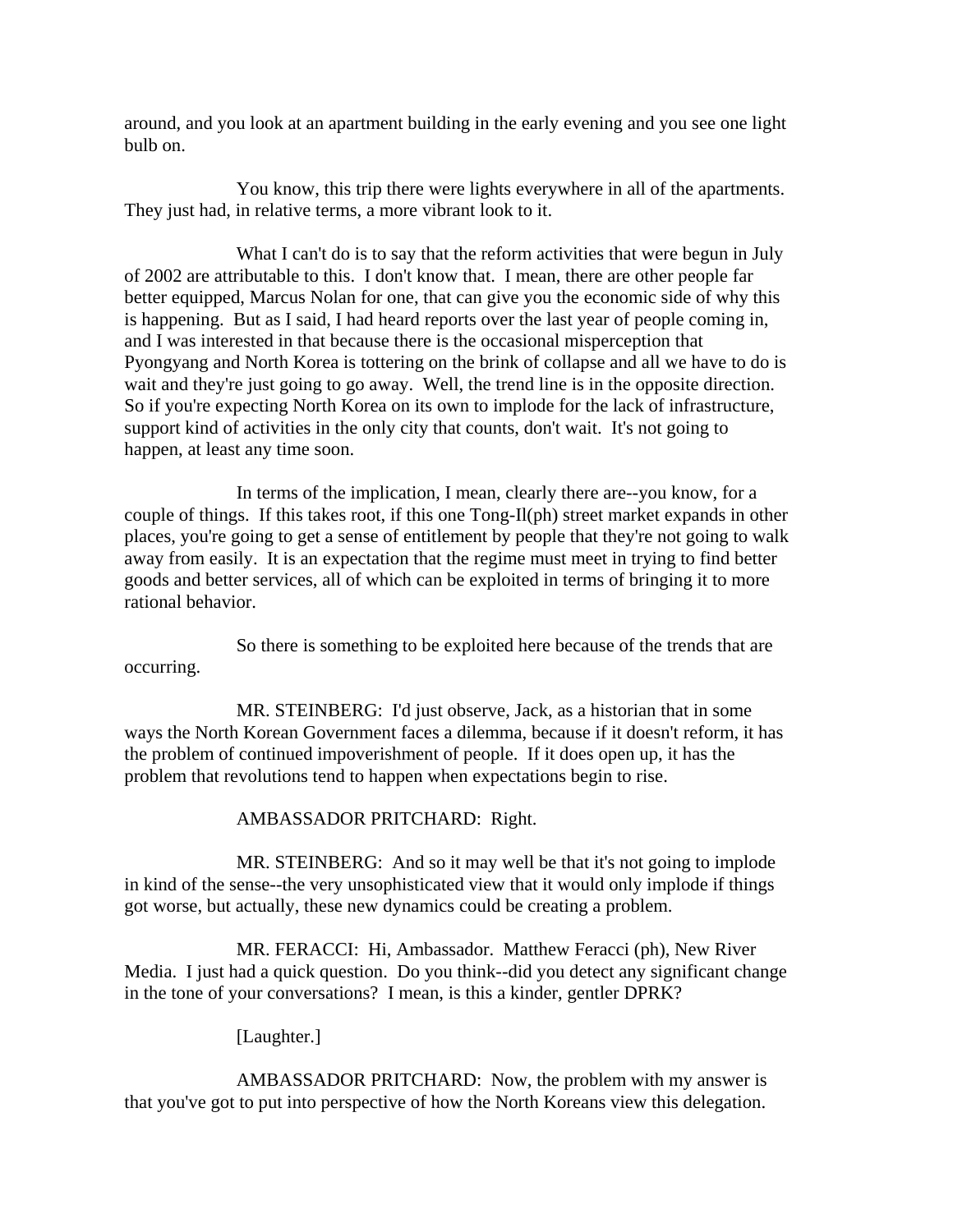around, and you look at an apartment building in the early evening and you see one light bulb on.

You know, this trip there were lights everywhere in all of the apartments. They just had, in relative terms, a more vibrant look to it.

What I can't do is to say that the reform activities that were begun in July of 2002 are attributable to this. I don't know that. I mean, there are other people far better equipped, Marcus Nolan for one, that can give you the economic side of why this is happening. But as I said, I had heard reports over the last year of people coming in, and I was interested in that because there is the occasional misperception that Pyongyang and North Korea is tottering on the brink of collapse and all we have to do is wait and they're just going to go away. Well, the trend line is in the opposite direction. So if you're expecting North Korea on its own to implode for the lack of infrastructure, support kind of activities in the only city that counts, don't wait. It's not going to happen, at least any time soon.

In terms of the implication, I mean, clearly there are--you know, for a couple of things. If this takes root, if this one Tong-Il(ph) street market expands in other places, you're going to get a sense of entitlement by people that they're not going to walk away from easily. It is an expectation that the regime must meet in trying to find better goods and better services, all of which can be exploited in terms of bringing it to more rational behavior.

So there is something to be exploited here because of the trends that are occurring.

MR. STEINBERG: I'd just observe, Jack, as a historian that in some ways the North Korean Government faces a dilemma, because if it doesn't reform, it has the problem of continued impoverishment of people. If it does open up, it has the problem that revolutions tend to happen when expectations begin to rise.

AMBASSADOR PRITCHARD: Right.

MR. STEINBERG: And so it may well be that it's not going to implode in kind of the sense--the very unsophisticated view that it would only implode if things got worse, but actually, these new dynamics could be creating a problem.

MR. FERACCI: Hi, Ambassador. Matthew Feracci (ph), New River Media. I just had a quick question. Do you think--did you detect any significant change in the tone of your conversations? I mean, is this a kinder, gentler DPRK?

[Laughter.]

AMBASSADOR PRITCHARD: Now, the problem with my answer is that you've got to put into perspective of how the North Koreans view this delegation.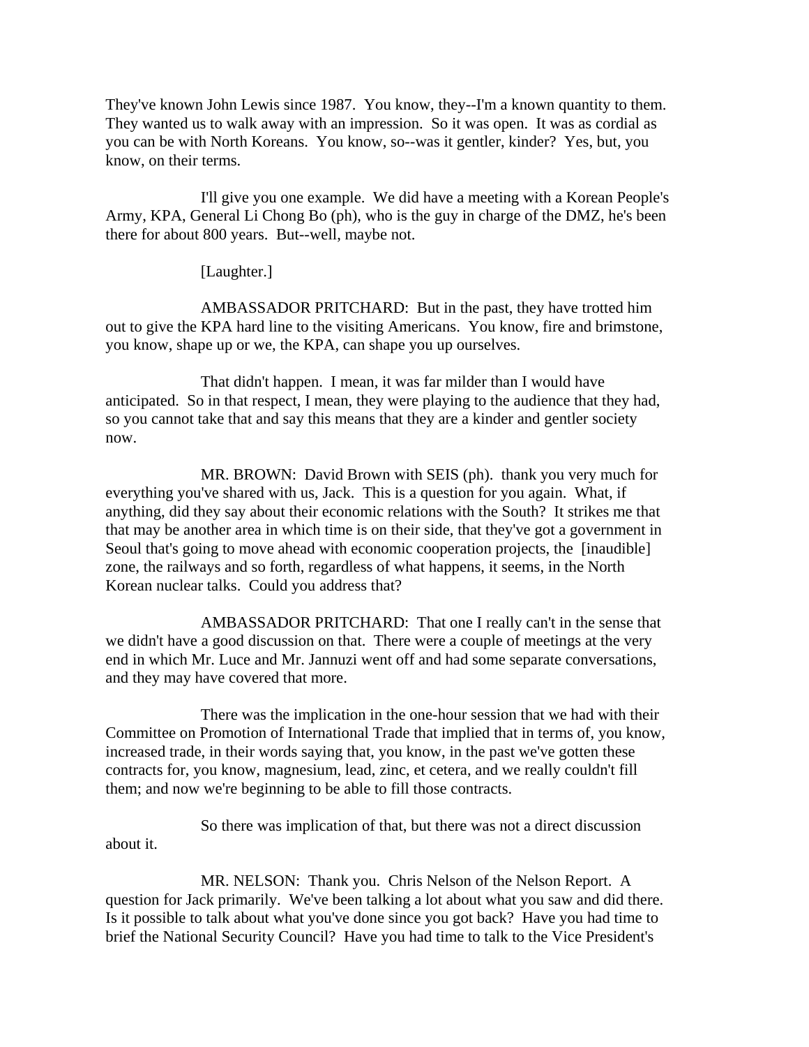They've known John Lewis since 1987. You know, they--I'm a known quantity to them. They wanted us to walk away with an impression. So it was open. It was as cordial as you can be with North Koreans. You know, so--was it gentler, kinder? Yes, but, you know, on their terms.

I'll give you one example. We did have a meeting with a Korean People's Army, KPA, General Li Chong Bo (ph), who is the guy in charge of the DMZ, he's been there for about 800 years. But--well, maybe not.

[Laughter.]

AMBASSADOR PRITCHARD: But in the past, they have trotted him out to give the KPA hard line to the visiting Americans. You know, fire and brimstone, you know, shape up or we, the KPA, can shape you up ourselves.

That didn't happen. I mean, it was far milder than I would have anticipated. So in that respect, I mean, they were playing to the audience that they had, so you cannot take that and say this means that they are a kinder and gentler society now.

MR. BROWN: David Brown with SEIS (ph). thank you very much for everything you've shared with us, Jack. This is a question for you again. What, if anything, did they say about their economic relations with the South? It strikes me that that may be another area in which time is on their side, that they've got a government in Seoul that's going to move ahead with economic cooperation projects, the [inaudible] zone, the railways and so forth, regardless of what happens, it seems, in the North Korean nuclear talks. Could you address that?

AMBASSADOR PRITCHARD: That one I really can't in the sense that we didn't have a good discussion on that. There were a couple of meetings at the very end in which Mr. Luce and Mr. Jannuzi went off and had some separate conversations, and they may have covered that more.

There was the implication in the one-hour session that we had with their Committee on Promotion of International Trade that implied that in terms of, you know, increased trade, in their words saying that, you know, in the past we've gotten these contracts for, you know, magnesium, lead, zinc, et cetera, and we really couldn't fill them; and now we're beginning to be able to fill those contracts.

So there was implication of that, but there was not a direct discussion about it.

MR. NELSON: Thank you. Chris Nelson of the Nelson Report. A question for Jack primarily. We've been talking a lot about what you saw and did there. Is it possible to talk about what you've done since you got back? Have you had time to brief the National Security Council? Have you had time to talk to the Vice President's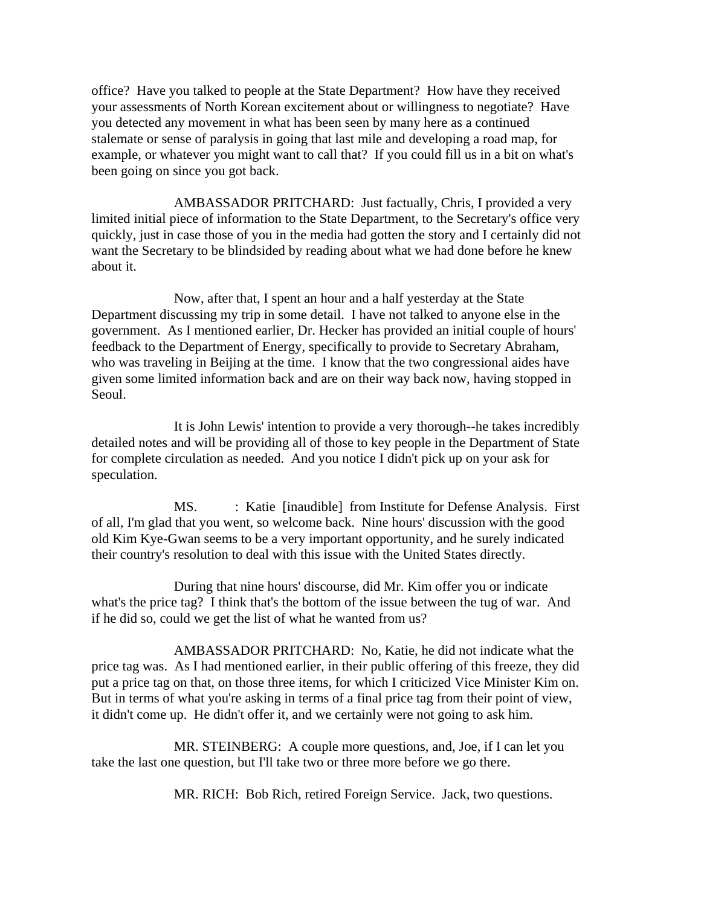office? Have you talked to people at the State Department? How have they received your assessments of North Korean excitement about or willingness to negotiate? Have you detected any movement in what has been seen by many here as a continued stalemate or sense of paralysis in going that last mile and developing a road map, for example, or whatever you might want to call that? If you could fill us in a bit on what's been going on since you got back.

AMBASSADOR PRITCHARD: Just factually, Chris, I provided a very limited initial piece of information to the State Department, to the Secretary's office very quickly, just in case those of you in the media had gotten the story and I certainly did not want the Secretary to be blindsided by reading about what we had done before he knew about it.

Now, after that, I spent an hour and a half yesterday at the State Department discussing my trip in some detail. I have not talked to anyone else in the government. As I mentioned earlier, Dr. Hecker has provided an initial couple of hours' feedback to the Department of Energy, specifically to provide to Secretary Abraham, who was traveling in Beijing at the time. I know that the two congressional aides have given some limited information back and are on their way back now, having stopped in Seoul.

It is John Lewis' intention to provide a very thorough--he takes incredibly detailed notes and will be providing all of those to key people in the Department of State for complete circulation as needed. And you notice I didn't pick up on your ask for speculation.

MS. : Katie [inaudible] from Institute for Defense Analysis. First of all, I'm glad that you went, so welcome back. Nine hours' discussion with the good old Kim Kye-Gwan seems to be a very important opportunity, and he surely indicated their country's resolution to deal with this issue with the United States directly.

During that nine hours' discourse, did Mr. Kim offer you or indicate what's the price tag? I think that's the bottom of the issue between the tug of war. And if he did so, could we get the list of what he wanted from us?

AMBASSADOR PRITCHARD: No, Katie, he did not indicate what the price tag was. As I had mentioned earlier, in their public offering of this freeze, they did put a price tag on that, on those three items, for which I criticized Vice Minister Kim on. But in terms of what you're asking in terms of a final price tag from their point of view, it didn't come up. He didn't offer it, and we certainly were not going to ask him.

MR. STEINBERG: A couple more questions, and, Joe, if I can let you take the last one question, but I'll take two or three more before we go there.

MR. RICH: Bob Rich, retired Foreign Service. Jack, two questions.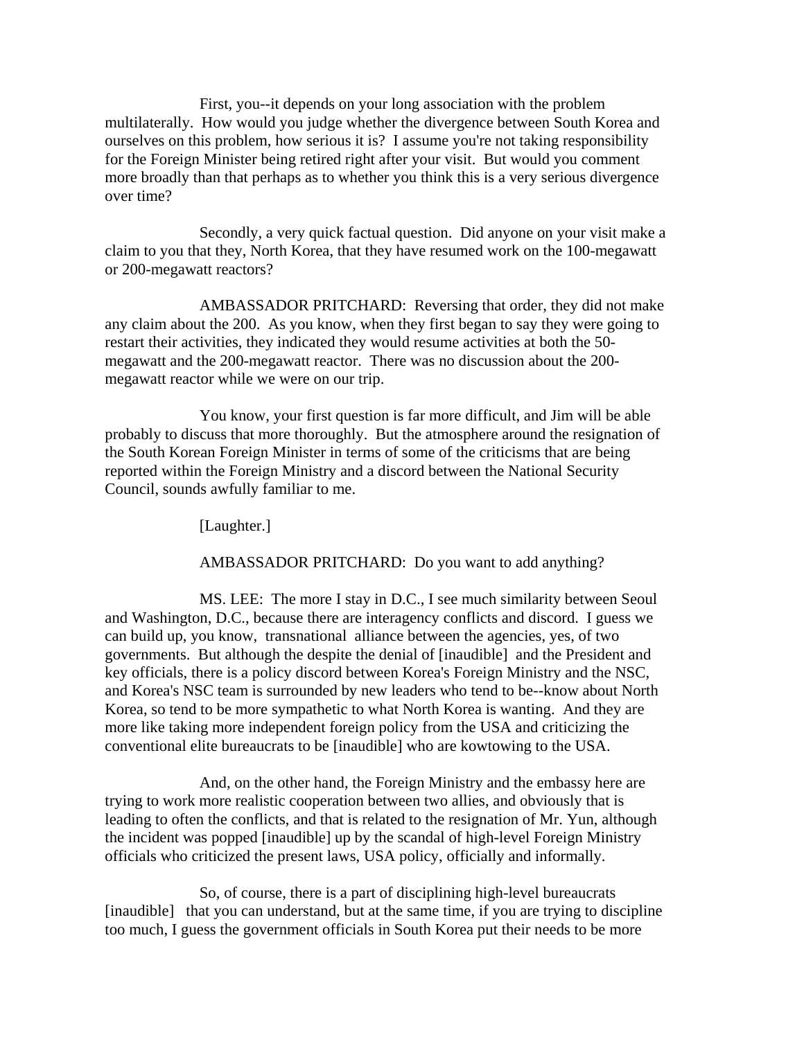First, you--it depends on your long association with the problem multilaterally. How would you judge whether the divergence between South Korea and ourselves on this problem, how serious it is? I assume you're not taking responsibility for the Foreign Minister being retired right after your visit. But would you comment more broadly than that perhaps as to whether you think this is a very serious divergence over time?

Secondly, a very quick factual question. Did anyone on your visit make a claim to you that they, North Korea, that they have resumed work on the 100-megawatt or 200-megawatt reactors?

AMBASSADOR PRITCHARD: Reversing that order, they did not make any claim about the 200. As you know, when they first began to say they were going to restart their activities, they indicated they would resume activities at both the 50-megawatt and the 200-megawatt reactor. There was no discussion about the 200-megawatt reactor while we were on our trip.

You know, your first question is far more difficult, and Jim will be able probably to discuss that more thoroughly. But the atmosphere around the resignation of the South Korean Foreign Minister in terms of some of the criticisms that are being reported within the Foreign Ministry and a discord between the National Security Council, sounds awfully familiar to me.

[Laughter.]

AMBASSADOR PRITCHARD: Do you want to add anything?

MS. LEE: The more I stay in D.C., I see much similarity between Seoul and Washington, D.C., because there are interagency conflicts and discord. I guess we can build up, you know, transnational alliance between the agencies, yes, of two governments. But although the despite the denial of [inaudible] and the President and key officials, there is a policy discord between Korea's Foreign Ministry and the NSC, and Korea's NSC team is surrounded by new leaders who tend to be--know about North Korea, so tend to be more sympathetic to what North Korea is wanting. And they are more like taking more independent foreign policy from the USA and criticizing the conventional elite bureaucrats to be [inaudible] who are kowtowing to the USA.

And, on the other hand, the Foreign Ministry and the embassy here are trying to work more realistic cooperation between two allies, and obviously that is leading to often the conflicts, and that is related to the resignation of Mr. Yun, although the incident was popped [inaudible] up by the scandal of high-level Foreign Ministry officials who criticized the present laws, USA policy, officially and informally.

So, of course, there is a part of disciplining high-level bureaucrats [inaudible] that you can understand, but at the same time, if you are trying to discipline too much, I guess the government officials in South Korea put their needs to be more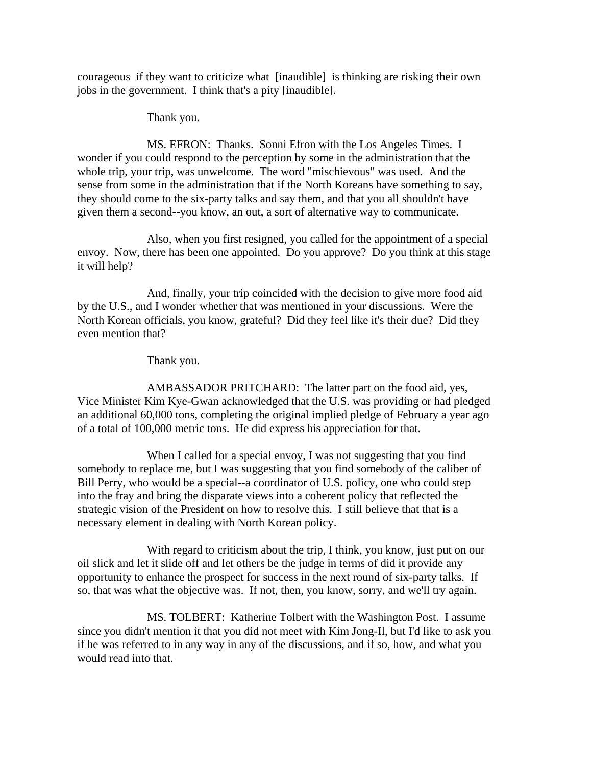courageous if they want to criticize what [inaudible] is thinking are risking their own jobs in the government. I think that's a pity [inaudible].

Thank you.

MS. EFRON: Thanks. Sonni Efron with the Los Angeles Times. I wonder if you could respond to the perception by some in the administration that the whole trip, your trip, was unwelcome. The word "mischievous" was used. And the sense from some in the administration that if the North Koreans have something to say, they should come to the six-party talks and say them, and that you all shouldn't have given them a second--you know, an out, a sort of alternative way to communicate.

Also, when you first resigned, you called for the appointment of a special envoy. Now, there has been one appointed. Do you approve? Do you think at this stage it will help?

And, finally, your trip coincided with the decision to give more food aid by the U.S., and I wonder whether that was mentioned in your discussions. Were the North Korean officials, you know, grateful? Did they feel like it's their due? Did they even mention that?

Thank you.

AMBASSADOR PRITCHARD: The latter part on the food aid, yes, Vice Minister Kim Kye-Gwan acknowledged that the U.S. was providing or had pledged an additional 60,000 tons, completing the original implied pledge of February a year ago of a total of 100,000 metric tons. He did express his appreciation for that.

When I called for a special envoy, I was not suggesting that you find somebody to replace me, but I was suggesting that you find somebody of the caliber of Bill Perry, who would be a special--a coordinator of U.S. policy, one who could step into the fray and bring the disparate views into a coherent policy that reflected the strategic vision of the President on how to resolve this. I still believe that that is a necessary element in dealing with North Korean policy.

With regard to criticism about the trip, I think, you know, just put on our oil slick and let it slide off and let others be the judge in terms of did it provide any opportunity to enhance the prospect for success in the next round of six-party talks. If so, that was what the objective was. If not, then, you know, sorry, and we'll try again.

MS. TOLBERT: Katherine Tolbert with the Washington Post. I assume since you didn't mention it that you did not meet with Kim Jong-Il, but I'd like to ask you if he was referred to in any way in any of the discussions, and if so, how, and what you would read into that.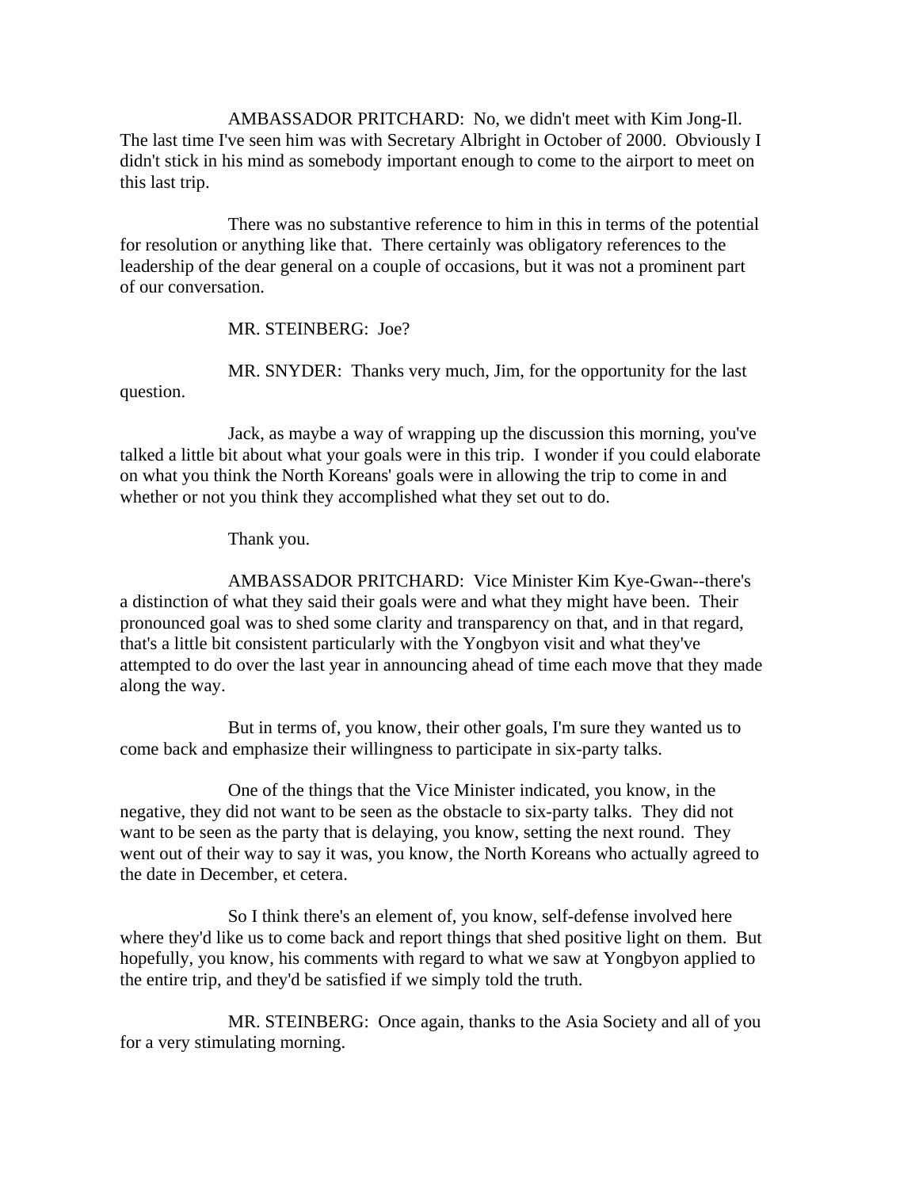AMBASSADOR PRITCHARD: No, we didn't meet with Kim Jong-Il. The last time I've seen him was with Secretary Albright in October of 2000. Obviously I didn't stick in his mind as somebody important enough to come to the airport to meet on this last trip.

There was no substantive reference to him in this in terms of the potential for resolution or anything like that. There certainly was obligatory references to the leadership of the dear general on a couple of occasions, but it was not a prominent part of our conversation.

MR. STEINBERG: Joe?

MR. SNYDER: Thanks very much, Jim, for the opportunity for the last question.

Jack, as maybe a way of wrapping up the discussion this morning, you've talked a little bit about what your goals were in this trip. I wonder if you could elaborate on what you think the North Koreans' goals were in allowing the trip to come in and whether or not you think they accomplished what they set out to do.

Thank you.

AMBASSADOR PRITCHARD: Vice Minister Kim Kye-Gwan--there's a distinction of what they said their goals were and what they might have been. Their pronounced goal was to shed some clarity and transparency on that, and in that regard, that's a little bit consistent particularly with the Yongbyon visit and what they've attempted to do over the last year in announcing ahead of time each move that they made along the way.

But in terms of, you know, their other goals, I'm sure they wanted us to come back and emphasize their willingness to participate in six-party talks.

One of the things that the Vice Minister indicated, you know, in the negative, they did not want to be seen as the obstacle to six-party talks. They did not want to be seen as the party that is delaying, you know, setting the next round. They went out of their way to say it was, you know, the North Koreans who actually agreed to the date in December, et cetera.

So I think there's an element of, you know, self-defense involved here where they'd like us to come back and report things that shed positive light on them. But hopefully, you know, his comments with regard to what we saw at Yongbyon applied to the entire trip, and they'd be satisfied if we simply told the truth.

MR. STEINBERG: Once again, thanks to the Asia Society and all of you for a very stimulating morning.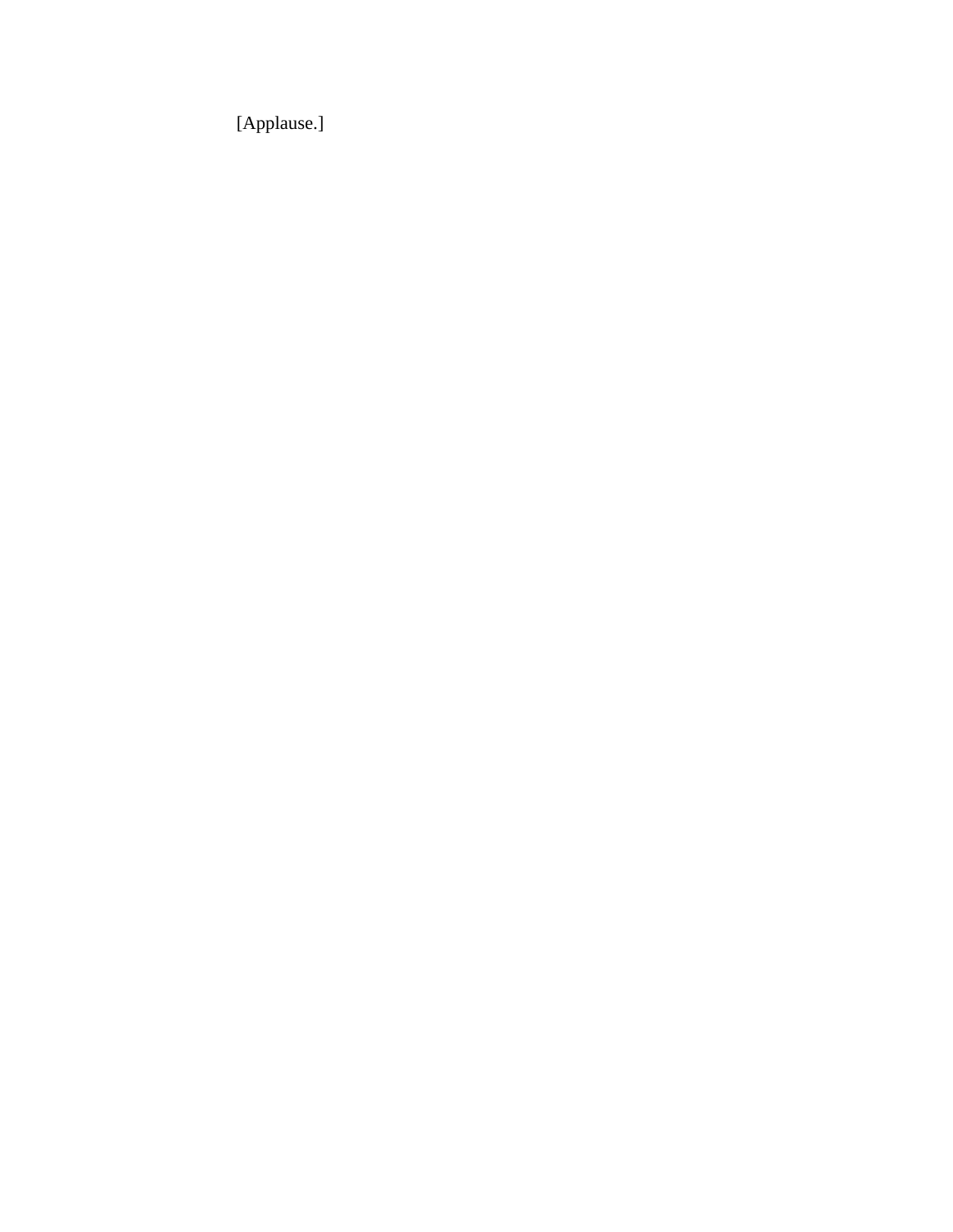[Applause.]